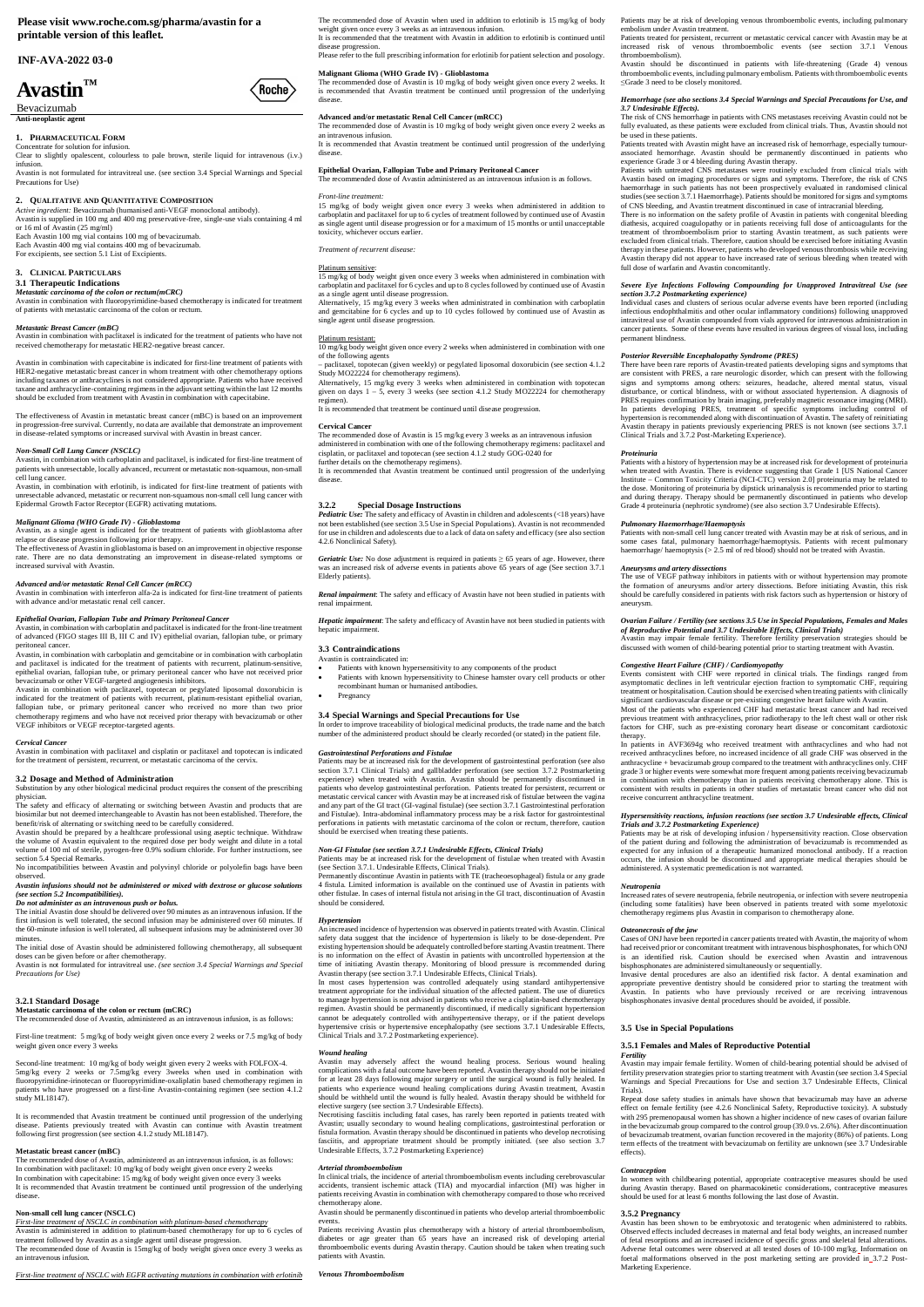**Please visit www.roche.com.sg/pharma/avastin for a printable version of this leaflet.**

**INF-AVA-2022 03-0**

# Avastin™

Bevacizumab

**Anti-neoplastic agent**

## 1. PHARMACEUTICAL FORM

Concentrate for solution for infusion.

Clear to slightly opalescent, colourless to pale brown, sterile liquid for intravenous (i.v.) infusion.

Avastin is not formulated for intravitreal use. (see section 3.4 Special Warnings and Special Precautions for Use)

## 2. QUALITATIVE AND QUANTITATIVE COMPOSITION

*Active ingredient:* Bevacizumab (humanised anti-VEGF monoclonal antibody).

Avastin is supplied in 100 mg and 400 mg preservative-free, single-use vials containing 4 ml or 16 ml of Avastin (25 mg/ml)

Each Avastin 100 mg vial contains 100 mg of bevacizumab.

Each Avastin 400 mg vial contains 400 mg of bevacizumab.

For excipients, see section 5.1 List of Excipients.

## 3. CLINICAL PARTICULARS

### 3.1 Therapeutic Indications

***Metastatic carcinoma of the colon or rectum(mCRC)***

Avastin in combination with fluoropyrimidine-based chemotherapy is indicated for treatment of patients with metastatic carcinoma of the colon or rectum.

***Metastatic Breast Cancer (mBC)***

Avastin in combination with paclitaxel is indicated for the treatment of patients who have not received chemotherapy for metastatic HER2-negative breast cancer.

Avastin in combination with capecitabine is indicated for first-line treatment of patients with HER2-negative metastatic breast cancer in whom treatment with other chemotherapy options including taxanes or anthracyclines is not considered appropriate. Patients who have received taxane and anthracycline-containing regimens in the adjuvant setting within the last 12 months should be excluded from treatment with Avastin in combination with capecitabine.

The effectiveness of Avastin in metastatic breast cancer (mBC) is based on an improvement in progression-free survival. Currently, no data are available that demonstrate an improvement in disease-related symptoms or increased survival with Avastin in breast cancer.

***Non-Small Cell Lung Cancer (NSCLC)***

Avastin, in combination with carboplatin and paclitaxel, is indicated for first-line treatment of patients with unresectable, locally advanced, recurrent or metastatic non-squamous, non-small cell lung cancer.

Avastin, in combination with erlotinib, is indicated for first-line treatment of patients with unresectable advanced, metastatic or recurrent non-squamous non-small cell lung cancer with Epidermal Growth Factor Receptor (EGFR) activating mutations.

***Malignant Glioma (WHO Grade IV) - Glioblastoma***

Avastin, as a single agent is indicated for the treatment of patients with glioblastoma after relapse or disease progression following prior therapy.

The effectiveness of Avastin in glioblastoma is based on an improvement in objective response rate. There are no data demonstrating an improvement in disease-related symptoms or increased survival with Avastin.

***Advanced and/or metastatic Renal Cell Cancer (mRCC)***

Avastin in combination with interferon alfa-2a is indicated for first-line treatment of patients with advance and/or metastatic renal cell cancer.

***Epithelial Ovarian, Fallopian Tube and Primary Peritoneal Cancer***

Avastin, in combination with carboplatin and paclitaxel is indicated for the front-line treatment of advanced (FIGO stages III B, III C and IV) epithelial ovarian, fallopian tube, or primary peritoneal cancer.

Avastin, in combination with carboplatin and gemcitabine or in combination with carboplatin and paclitaxel is indicated for the treatment of patients with recurrent, platinum-sensitive, epithelial ovarian, fallopian tube, or primary peritoneal cancer who have not received prior bevacizumab or other VEGF-targeted angiogenesis inhibitors.

Avastin in combination with paclitaxel, topotecan or pegylated liposomal doxorubicin is indicated for the treatment of patients with recurrent, platinum-resistant epithelial ovarian, fallopian tube, or primary peritoneal cancer who received no more than two prior chemotherapy regimens and who have not received prior therapy with bevacizumab or other VEGF inhibitors or VEGF receptor-targeted agents.

***Cervical Cancer***

Avastin in combination with paclitaxel and cisplatin or paclitaxel and topotecan is indicated for the treatment of persistent, recurrent, or metastatic carcinoma of the cervix.

### 3.2 Dosage and Method of Administration

Substitution by any other biological medicinal product requires the consent of the prescribing physician.

The safety and efficacy of alternating or switching between Avastin and products that are biosimilar but not deemed interchangeable to Avastin has not been established. Therefore, the benefit/risk of alternating or switching need to be carefully considered.

Avastin should be prepared by a healthcare professional using aseptic technique. Withdraw the volume of Avastin equivalent to the required dose per body weight and dilute in a total volume of 100 ml of sterile, pyrogen-free 0.9% sodium chloride. For further instructions, see section 5.4 Special Remarks.

No incompatibilities between Avastin and polyvinyl chloride or polyolefin bags have been observed.

***Avastin infusions should not be administered or mixed with dextrose or glucose solutions (see section 5.2 Incompatibilities).***

***Do not administer as an intravenous push or bolus.***

The initial Avastin dose should be delivered over 90 minutes as an intravenous infusion. If the first infusion is well tolerated, the second infusion may be administered over 60 minutes. If the 60-minute infusion is well tolerated, all subsequent infusions may be administered over 30 minutes.

The initial dose of Avastin should be administered following chemotherapy, all subsequent doses can be given before or after chemotherapy.

Avastin is not formulated for intravitreal use. *(see section 3.4 Special Warnings and Special Precautions for Use)*

#### 3.2.1 Standard Dosage

**Metastatic carcinoma of the colon or rectum (mCRC)**

The recommended dose of Avastin, administered as an intravenous infusion, is as follows:

First-line treatment: 5 mg/kg of body weight given once every 2 weeks or 7.5 mg/kg of body weight given once every 3 weeks

Second-line treatment: 10 mg/kg of body weight given every 2 weeks with FOLFOX-4. 5mg/kg every 2 weeks or 7.5mg/kg every 3weeks when used in combination with fluoropyrimidine-irinotecan or fluoropyrimidine-oxaliplatin based chemotherapy regimen in patients who have progressed on a first-line Avastin-containing regimen (see section 4.1.2 study ML18147).

It is recommended that Avastin treatment be continued until progression of the underlying disease. Patients previously treated with Avastin can continue with Avastin treatment following first progression (see section 4.1.2 study ML18147).

**Metastatic breast cancer (mBC)**

The recommended dose of Avastin, administered as an intravenous infusion, is as follows:

In combination with paclitaxel: 10 mg/kg of body weight given once every 2 weeks

In combination with capecitabine: 15 mg/kg of body weight given once every 3 weeks

It is recommended that Avastin treatment be continued until progression of the underlying disease.

**Non-small cell lung cancer (NSCLC)**

*First-line treatment of NSCLC in combination with platinum-based chemotherapy*

Avastin is administered in addition to platinum-based chemotherapy for up to 6 cycles of treatment followed by Avastin as a single agent until disease progression.

The recommended dose of Avastin is 15mg/kg of body weight given once every 3 weeks as an intravenous infusion.

*First-line treatment of NSCLC with EGFR activating mutations in combination with erlotinib*

The recommended dose of Avastin when used in addition to erlotinib is 15 mg/kg of body weight given once every 3 weeks as an intravenous infusion.

It is recommended that the treatment with Avastin in addition to erlotinib is continued until disease progression.

Please refer to the full prescribing information for erlotinib for patient selection and posology.

**Malignant Glioma (WHO Grade IV) - Glioblastoma**

The recommended dose of Avastin is 10 mg/kg of body weight given once every 2 weeks. It is recommended that Avastin treatment be continued until progression of the underlying disease.

**Advanced and/or metastatic Renal Cell Cancer (mRCC)**

The recommended dose of Avastin is 10 mg/kg of body weight given once every 2 weeks as an intravenous infusion.

It is recommended that Avastin treatment be continued until progression of the underlying disease.

**Epithelial Ovarian, Fallopian Tube and Primary Peritoneal Cancer**

The recommended dose of Avastin administered as an intravenous infusion is as follows.

*Front-line treatment:*

15 mg/kg of body weight given once every 3 weeks when administered in addition to carboplatin and paclitaxel for up to 6 cycles of treatment followed by continued use of Avastin as single agent until disease progression or for a maximum of 15 months or until unacceptable toxicity, whichever occurs earlier.

*Treatment of recurrent disease:*

Platinum sensitive:

15 mg/kg of body weight given once every 3 weeks when administered in combination with carboplatin and paclitaxel for 6 cycles and up to 8 cycles followed by continued use of Avastin as a single agent until disease progression.

Alternatively, 15 mg/kg every 3 weeks when administrated in combination with carboplatin and gemcitabine for 6 cycles and up to 10 cycles followed by continued use of Avastin as single agent until disease progression.

Platinum resistant:

10 mg/kg body weight given once every 2 weeks when administered in combination with one of the following agents

– paclitaxel, topotecan (given weekly) or pegylated liposomal doxorubicin (see section 4.1.2 Study MO22224 for chemotherapy regimens).

Alternatively, 15 mg/kg every 3 weeks when administered in combination with topotecan given on days 1 – 5, every 3 weeks (see section 4.1.2 Study MO22224 for chemotherapy regimen).

It is recommended that treatment be continued until disease progression.

**Cervical Cancer**

The recommended dose of Avastin is 15 mg/kg every 3 weeks as an intravenous infusion administered in combination with one of the following chemotherapy regimens: paclitaxel and cisplatin, or paclitaxel and topotecan (see section 4.1.2 study GOG-0240 for further details on the chemotherapy regimens).

It is recommended that Avastin treatment be continued until progression of the underlying disease.

#### 3.2.2 Special Dosage Instructions

***Pediatric Use:*** The safety and efficacy of Avastin in children and adolescents (<18 years) have not been established (see Section 3.5 Use in Special Populations). Avastin is not recommended for use in children and adolescents due to a lack of data on safety and efficacy (see also section 4.2.6 Nonclinical Safety).

***Geriatric Use:*** No dose adjustment is required in patients ≥ 65 years of age. However, there was an increased risk of adverse events in patients above 65 years of age (See section 3.7.1 Elderly patients).

***Renal impairment***: The safety and efficacy of Avastin have not been studied in patients with renal impairment.

***Hepatic impairment***: The safety and efficacy of Avastin have not been studied in patients with hepatic impairment.

### 3.3 Contraindications

Avastin is contraindicated in:

- Patients with known hypersensitivity to any components of the product
- Patients with known hypersensitivity to Chinese hamster ovary cell products or other recombinant human or humanised antibodies.
- Pregnancy

### 3.4 Special Warnings and Special Precautions for Use

In order to improve traceability of biological medicinal products, the trade name and the batch number of the administered product should be clearly recorded (or stated) in the patient file.

***Gastrointestinal Perforations and Fistulae***

Patients may be at increased risk for the development of gastrointestinal perforation (see also section 3.7.1 Clinical Trials) and gallbladder perforation (see section 3.7.2 Postmarketing experience) when treated with Avastin. Avastin should be permanently discontinued in patients who develop gastrointestinal perforation. Patients treated for persistent, recurrent or metastatic cervical cancer with Avastin may be at increased risk of fistulae between the vagina and any part of the GI tract (GI-vaginal fistulae) (see section 3.7.1 Gastrointestinal perforation and Fistulae). Intra-abdominal inflammatory process may be a risk factor for gastrointestinal perforations in patients with metastatic carcinoma of the colon or rectum, therefore, caution should be exercised when treating these patients.

***Non-GI Fistulae (see section 3.7.1 Undesirable Effects, Clinical Trials)***

Patients may be at increased risk for the development of fistulae when treated with Avastin (see Section 3.7.1. Undesirable Effects, Clinical Trials).

Permanently discontinue Avastin in patients with TE (tracheoesophageal) fistula or any grade 4 fistula. Limited information is available on the continued use of Avastin in patients with other fistulae. In cases of internal fistula not arising in the GI tract, discontinuation of Avastin should be considered.

***Hypertension***

An increased incidence of hypertension was observed in patients treated with Avastin. Clinical safety data suggest that the incidence of hypertension is likely to be dose-dependent. Pre existing hypertension should be adequately controlled before starting Avastin treatment. There is no information on the effect of Avastin in patients with uncontrolled hypertension at the time of initiating Avastin therapy. Monitoring of blood pressure is recommended during Avastin therapy (see section 3.7.1 Undesirable Effects, Clinical Trials).

In most cases hypertension was controlled adequately using standard antihypertensive treatment appropriate for the individual situation of the affected patient. The use of diuretics to manage hypertension is not advised in patients who receive a cisplatin-based chemotherapy regimen. Avastin should be permanently discontinued, if medically significant hypertension cannot be adequately controlled with antihypertensive therapy, or if the patient develops hypertensive crisis or hypertensive encephalopathy (see sections 3.7.1 Undesirable Effects, Clinical Trials and 3.7.2 Postmarketing experience).

***Wound healing***

Avastin may adversely affect the wound healing process. Serious wound healing complications with a fatal outcome have been reported. Avastin therapy should not be initiated for at least 28 days following major surgery or until the surgical wound is fully healed. In patients who experience wound healing complications during Avastin treatment, Avastin should be withheld until the wound is fully healed. Avastin therapy should be withheld for elective surgery (see section 3.7 Undesirable Effects).

Necrotising fasciitis including fatal cases, has rarely been reported in patients treated with Avastin; usually secondary to wound healing complications, gastrointestinal perforation or fistula formation. Avastin therapy should be discontinued in patients who develop necrotising fasciitis, and appropriate treatment should be promptly initiated. (see section 3.7 Undesirable Effects, 3.7.2 Postmarketing Experience)

***Arterial thromboembolism***

In clinical trials, the incidence of arterial thromboembolism events including cerebrovascular accidents, transient ischemic attack (TIA) and myocardial infarction (MI) was higher in patients receiving Avastin in combination with chemotherapy compared to those who received chemotherapy alone.

Avastin should be permanently discontinued in patients who develop arterial thromboembolic events.

Patients receiving Avastin plus chemotherapy with a history of arterial thromboembolism, diabetes or age greater than 65 years have an increased risk of developing arterial thromboembolic events during Avastin therapy. Caution should be taken when treating such patients with Avastin.

***Venous Thromboembolism***

Patients may be at risk of developing venous thromboembolic events, including pulmonary embolism under Avastin treatment.

Patients treated for persistent, recurrent or metastatic cervical cancer with Avastin may be at increased risk of venous thromboembolic events (see section 3.7.1 Venous thromboembolism).

Avastin should be discontinued in patients with life-threatening (Grade 4) venous thromboembolic events, including pulmonary embolism. Patients with thromboembolic events ≤Grade 3 need to be closely monitored.

***Hemorrhage (see also sections 3.4 Special Warnings and Special Precautions for Use, and 3.7 Undesirable Effects).***

The risk of CNS hemorrhage in patients with CNS metastases receiving Avastin could not be fully evaluated, as these patients were excluded from clinical trials. Thus, Avastin should not be used in these patients.

Patients treated with Avastin might have an increased risk of hemorrhage, especially tumour-associated hemorrhage. Avastin should be permanently discontinued in patients who experience Grade 3 or 4 bleeding during Avastin therapy.

Patients with untreated CNS metastases were routinely excluded from clinical trials with Avastin based on imaging procedures or signs and symptoms. Therefore, the risk of CNS haemorrhage in such patients has not been prospectively evaluated in randomised clinical studies (see section 3.7.1 Haemorrhage). Patients should be monitored for signs and symptoms of CNS bleeding, and Avastin treatment discontinued in case of intracranial bleeding.

There is no information on the safety profile of Avastin in patients with congenital bleeding diathesis, acquired coagulopathy or in patients receiving full dose of anticoagulants for the treatment of thromboembolism prior to starting Avastin treatment, as such patients were excluded from clinical trials. Therefore, caution should be exercised before initiating Avastin therapy in these patients. However, patients who developed venous thrombosis while receiving Avastin therapy did not appear to have increased rate of serious bleeding when treated with full dose of warfarin and Avastin concomitantly.

***Severe Eye Infections Following Compounding for Unapproved Intravitreal Use (see section 3.7.2 Postmarketing experience)***

Individual cases and clusters of serious ocular adverse events have been reported (including infectious endophthalmitis and other ocular inflammatory conditions) following unapproved intravitreal use of Avastin compounded from vials approved for intravenous administration in cancer patients. Some of these events have resulted in various degrees of visual loss, including permanent blindness.

***Posterior Reversible Encephalopathy Syndrome (PRES)***

There have been rare reports of Avastin-treated patients developing signs and symptoms that are consistent with PRES, a rare neurologic disorder, which can present with the following signs and symptoms among others: seizures, headache, altered mental status, visual disturbance, or cortical blindness, with or without associated hypertension. A diagnosis of PRES requires confirmation by brain imaging, preferably magnetic resonance imaging (MRI). In patients developing PRES, treatment of specific symptoms including control of hypertension is recommended along with discontinuation of Avastin. The safety of reinitiating Avastin therapy in patients previously experiencing PRES is not known (see sections 3.7.1 Clinical Trials and 3.7.2 Post-Marketing Experience).

***Proteinuria***

Patients with a history of hypertension may be at increased risk for development of proteinuria when treated with Avastin. There is evidence suggesting that Grade 1 [US National Cancer Institute – Common Toxicity Criteria (NCI-CTC) version 2.0] proteinuria may be related to the dose. Monitoring of proteinuria by dipstick urinanalysis is recommended prior to starting and during therapy. Therapy should be permanently discontinued in patients who develop Grade 4 proteinuria (nephrotic syndrome) (see also section 3.7 Undesirable Effects).

***Pulmonary Haemorrhage/Haemoptysis***

Patients with non-small cell lung cancer treated with Avastin may be at risk of serious, and in some cases fatal, pulmonary haemorrhage/haemoptysis. Patients with recent pulmonary haemorrhage/ haemoptysis (> 2.5 ml of red blood) should not be treated with Avastin.

***Aneurysms and artery dissections***

The use of VEGF pathway inhibitors in patients with or without hypertension may promote the formation of aneurysms and/or artery dissections. Before initiating Avastin, this risk should be carefully considered in patients with risk factors such as hypertension or history of aneurysm.

***Ovarian Failure / Fertility (see sections 3.5 Use in Special Populations, Females and Males of Reproductive Potential and 3.7 Undesirable Effects, Clinical Trials)***

Avastin may impair female fertility. Therefore fertility preservation strategies should be discussed with women of child-bearing potential prior to starting treatment with Avastin.

***Congestive Heart Failure (CHF) / Cardiomyopathy***

Events consistent with CHF were reported in clinical trials. The findings ranged from asymptomatic declines in left ventricular ejection fraction to symptomatic CHF, requiring treatment or hospitalisation. Caution should be exercised when treating patients with clinically significant cardiovascular disease or pre-existing congestive heart failure with Avastin.

Most of the patients who experienced CHF had metastatic breast cancer and had received previous treatment with anthracyclines, prior radiotherapy to the left chest wall or other risk factors for CHF, such as pre-existing coronary heart disease or concomitant cardiotoxic therapy.

In patients in AVF3694g who received treatment with anthracyclines and who had not received anthracyclines before, no increased incidence of all grade CHF was observed in the anthracycline + bevacizumab group compared to the treatment with anthracyclines only. CHF grade 3 or higher events were somewhat more frequent among patients receiving bevacizumab in combination with chemotherapy than in patients receiving chemotherapy alone. This is consistent with results in patients in other studies of metastatic breast cancer who did not receive concurrent anthracycline treatment.

***Hypersensitivity reactions, infusion reactions (see section 3.7 Undesirable effects, Clinical Trials and 3.7.2 Postmarketing Experience)***

Patients may be at risk of developing infusion / hypersensitivity reaction. Close observation of the patient during and following the administration of bevacizumab is recommended as expected for any infusion of a therapeutic humanized monoclonal antibody. If a reaction occurs, the infusion should be discontinued and appropriate medical therapies should be administered. A systematic premedication is not warranted.

***Neutropenia***

Increased rates of severe neutropenia, febrile neutropenia, or infection with severe neutropenia (including some fatalities) have been observed in patients treated with some myelotoxic chemotherapy regimens plus Avastin in comparison to chemotherapy alone.

***Osteonecrosis of the jaw***

Cases of ONJ have been reported in cancer patients treated with Avastin, the majority of whom had received prior or concomitant treatment with intravenous bisphosphonates, for which ONJ is an identified risk. Caution should be exercised when Avastin and intravenous bisphosphonates are administered simultaneously or sequentially.

Invasive dental procedures are also an identified risk factor. A dental examination and appropriate preventive dentistry should be considered prior to starting the treatment with Avastin. In patients who have previously received or are receiving intravenous bisphosphonates invasive dental procedures should be avoided, if possible.

### 3.5 Use in Special Populations

#### 3.5.1 Females and Males of Reproductive Potential

***Fertility***

Avastin may impair female fertility. Women of child-bearing potential should be advised of fertility preservation strategies prior to starting treatment with Avastin (see section 3.4 Special Warnings and Special Precautions for Use and section 3.7 Undesirable Effects, Clinical Trials).

Repeat dose safety studies in animals have shown that bevacizumab may have an adverse effect on female fertility (see 4.2.6 Nonclinical Safety, Reproductive toxicity). A substudy with 295 premenopausal women has shown a higher incidence of new cases of ovarian failure in the bevacizumab group compared to the control group (39.0 vs. 2.6%). After discontinuation of bevacizumab treatment, ovarian function recovered in the majority (86%) of patients. Long term effects of the treatment with bevacizumab on fertility are unknown (see 3.7 Undesirable effects).

***Contraception***

In women with childbearing potential, appropriate contraceptive measures should be used during Avastin therapy. Based on pharmacokinetic considerations, contraceptive measures should be used for at least 6 months following the last dose of Avastin.

#### 3.5.2 Pregnancy

Avastin has been shown to be embryotoxic and teratogenic when administered to rabbits. Observed effects included decreases in maternal and fetal body weights, an increased number of fetal resorptions and an increased incidence of specific gross and skeletal fetal alterations. Adverse fetal outcomes were observed at all tested doses of 10-100 mg/kg. Information on foetal malformations observed in the post marketing setting are provided in 3.7.2 Post-Marketing Experience.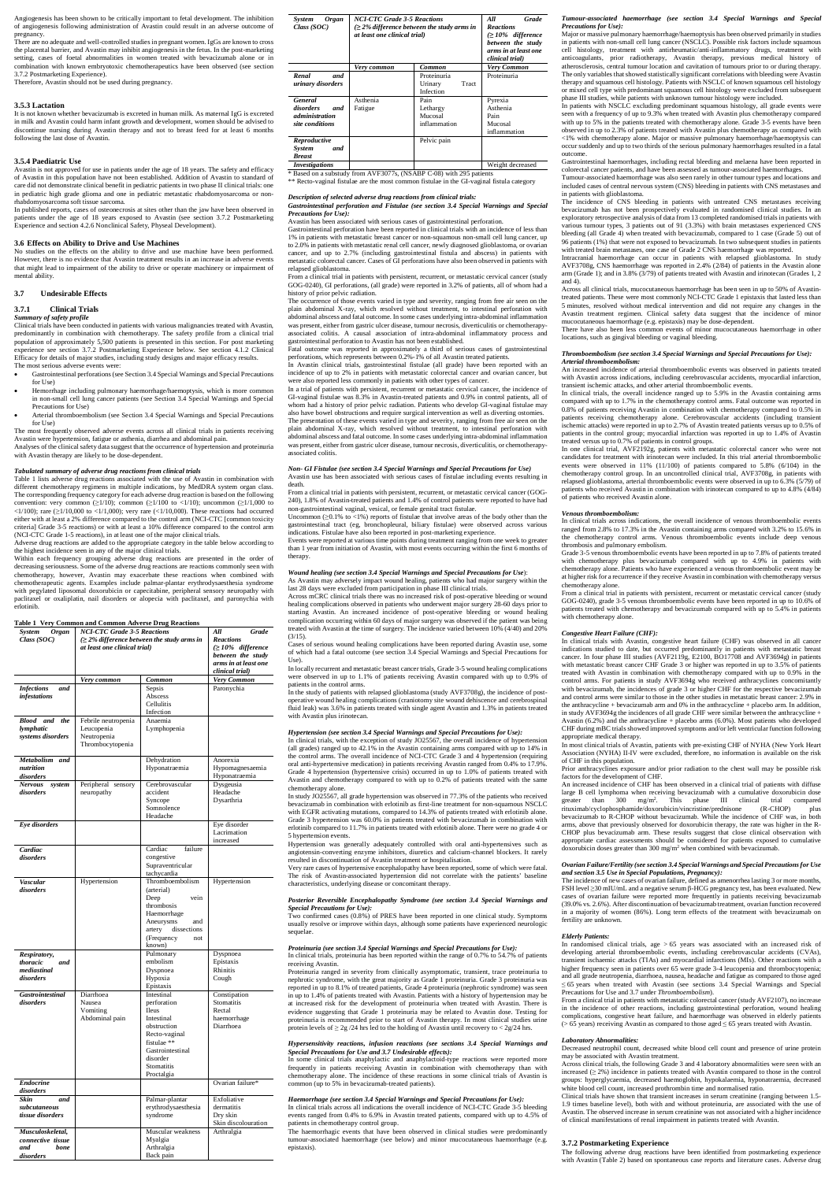Angiogenesis has been shown to be critically important to fetal development. The inhibition of angiogenesis following administration of Avastin could result in an adverse outcome of pregnancy.

There are no adequate and well-controlled studies in pregnant women. IgGs are known to cross the placental barrier, and Avastin may inhibit angiogenesis in the fetus. In the post-marketing setting, cases of foetal abnormalities in women treated with bevacizumab alone or in combination with known embryotoxic chemotherapeutics have been observed (see section 3.7.2 Postmarketing Experience).

Therefore, Avastin should not be used during pregnancy.

### 3.5.3 Lactation

It is not known whether bevacizumab is excreted in human milk. As maternal IgG is excreted in milk and Avastin could harm infant growth and development, women should be advised to discontinue nursing during Avastin therapy and not to breast feed for at least 6 months following the last dose of Avastin.

### 3.5.4 Paediatric Use

Avastin is not approved for use in patients under the age of 18 years. The safety and efficacy of Avastin in this population have not been established. Addition of Avastin to standard of care did not demonstrate clinical benefit in paediatric patients in two phase II clinical trials: one in pediatric high grade glioma and one in pediatric metastatic rhabdomyosarcoma or non-rhabdomyosarcoma soft tissue sarcoma.

In published reports, cases of osteonecrosis at sites other than the jaw have been observed in patients under the age of 18 years exposed to Avastin (see section 3.7.2 Postmarketing Experience and section 4.2.6 Nonclinical Safety, Physeal Development).

### 3.6 Effects on Ability to Drive and Use Machines

No studies on the effects on the ability to drive and use machine have been performed. However, there is no evidence that Avastin treatment results in an increase in adverse events that might lead to impairment of the ability to drive or operate machinery or impairment of mental ability.

## 3.7 Undesirable Effects

### 3.7.1 Clinical Trials

*Summary of safety profile*

Clinical trials have been conducted in patients with various malignancies treated with Avastin, predominantly in combination with chemotherapy. The safety profile from a clinical trial population of approximately 5,500 patients is presented in this section. For post marketing experience see section 3.7.2 Postmarketing Experience below. See section 4.1.2 Clinical Efficacy for details of major studies, including study designs and major efficacy results.

The most serious adverse events were:

- Gastrointestinal perforations (see Section 3.4 Special Warnings and Special Precautions for Use)
- Hemorrhage including pulmonary haemorrhage/haemoptysis, which is more common in non-small cell lung cancer patients (see Section 3.4 Special Warnings and Special Precautions for Use)
- Arterial thromboembolism (see Section 3.4 Special Warnings and Special Precautions for Use)

The most frequently observed adverse events across all clinical trials in patients receiving Avastin were hypertension, fatigue or asthenia, diarrhea and abdominal pain.

Analyses of the clinical safety data suggest that the occurrence of hypertension and proteinuria with Avastin therapy are likely to be dose-dependent.

*Tabulated summary of adverse drug reactions from clinical trials*

Table 1 lists adverse drug reactions associated with the use of Avastin in combination with different chemotherapy regimens in multiple indications, by MedDRA system organ class. The corresponding frequency category for each adverse drug reaction is based on the following convention: very common (≥1/10); common (≥1/100 to <1/10); uncommon (≥1/1,000 to <1/100); rare (≥1/10,000 to <1/1,000); very rare (<1/10,000). These reactions had occurred either with at least a 2% difference compared to the control arm (NCI-CTC [common toxicity criteria] Grade 3-5 reactions) or with at least a 10% difference compared to the control arm (NCI-CTC Grade 1-5 reactions), in at least one of the major clinical trials.

Adverse drug reactions are added to the appropriate category in the table below according to the highest incidence seen in any of the major clinical trials.

Within each frequency grouping adverse drug reactions are presented in the order of decreasing seriousness. Some of the adverse drug reactions are reactions commonly seen with chemotherapy, however, Avastin may exacerbate these reactions when combined with chemotherapeutic agents. Examples include palmar-plantar erythrodysaesthesia syndrome with pegylated liposomal doxorubicin or capecitabine, peripheral sensory neuropathy with paclitaxel or oxaliplatin, nail disorders or alopecia with paclitaxel, and paronychia with erlotinib.

**Table 1 Very Common and Common Adverse Drug Reactions**

| System Organ Class (SOC) | NCI-CTC Grade 3-5 Reactions (≥ 2% difference between the study arms in at least one clinical trial) | | All Grade Reactions (≥ 10% difference between the study arms in at least one clinical trial) |
|---|---|---|---|
| | Very common | Common | Very Common |
| Infections and infestations | | Sepsis<br>Abscess<br>Cellulitis<br>Infection | Paronychia |
| Blood and the lymphatic systems disorders | Febrile neutropenia<br>Leucopenia<br>Neutropenia<br>Thrombocytopenia | Anaemia<br>Lymphopenia | |
| Metabolism and nutrition disorders | | Dehydration<br>Hyponatraemia | Anorexia<br>Hypomagnesaemia<br>Hyponatraemia |
| Nervous system disorders | Peripheral sensory neuropathy | Cerebrovascular accident<br>Syncope<br>Somnolence<br>Headache | Dysgeusia<br>Headache<br>Dysarthria |
| Eye disorders | | | Eye disorder<br>Lacrimation increased |
| Cardiac disorders | | Cardiac failure congestive<br>Supraventricular tachycardia | |
| Vascular disorders | Hypertension | Thromboembolism (arterial)<br>Deep vein thrombosis<br>Haemorrhage<br>Aneurysms and artery dissections (Frequency not known) | Hypertension |
| Respiratory, thoracic and mediastinal disorders | | Pulmonary embolism<br>Dyspnoea<br>Hypoxia<br>Epistaxis | Dyspnoea<br>Epistaxis<br>Rhinitis<br>Cough |
| Gastrointestinal disorders | Diarrhoea<br>Nausea<br>Vomiting<br>Abdominal pain | Intestinal perforation<br>Ileus<br>Intestinal obstruction<br>Recto-vaginal fistulae **<br>Gastrointestinal disorder<br>Stomatitis<br>Proctalgia | Constipation<br>Stomatitis<br>Rectal haemorrhage<br>Diarrhoea |
| Endocrine disorders | | | Ovarian failure* |
| Skin and subcutaneous tissue disorders | | Palmar-plantar erythrodysaesthesia syndrome | Exfoliative dermatitis<br>Dry skin<br>Skin discolouration |
| Musculoskeletal, connective tissue and bone disorders | | Muscular weakness<br>Myalgia<br>Arthralgia<br>Back pain | Arthralgia |
| Renal and urinary disorders | | Proteinuria<br>Urinary Tract Infection | Proteinuria |
| General disorders and administration site conditions | Asthenia<br>Fatigue | Pain<br>Lethargy<br>Mucosal inflammation | Pyrexia<br>Asthenia<br>Pain<br>Mucosal inflammation |
| Reproductive System and Breast | | Pelvic pain | |
| Investigations | | | Weight decreased |

\* Based on a substudy from AVF3077s, (NSABP C-08) with 295 patients

\*\* Recto-vaginal fistulae are the most common fistulae in the GI-vaginal fistula category

*Description of selected adverse drug reactions from clinical trials:*

***Gastrointestinal perforation and Fistulae (see section 3.4 Special Warnings and Special Precautions for Use):***

Avastin has been associated with serious cases of gastrointestinal perforation.

Gastrointestinal perforation have been reported in clinical trials with an incidence of less than 1% in patients with metastatic breast cancer or non-squamous non-small cell lung cancer, up to 2.0% in patients with metastatic renal cell cancer, newly diagnosed glioblastoma, or ovarian cancer, and up to 2.7% (including gastrointestinal fistula and abscess) in patients with metastatic colorectal cancer. Cases of GI perforations have also been observed in patients with relapsed glioblastoma.

From a clinical trial in patients with persistent, recurrent, or metastatic cervical cancer (study GOG-0240), GI perforations, (all grade) were reported in 3.2% of patients, all of whom had a history of prior pelvic radiation.

The occurrence of those events varied in type and severity, ranging from free air seen on the plain abdominal X-ray, which resolved without treatment, to intestinal perforation with abdominal abscess and fatal outcome. In some cases underlying intra-abdominal inflammation was present, either from gastric ulcer disease, tumour necrosis, diverticulitis or chemotherapy-associated colitis. A causal association of intra-abdominal inflammatory process and gastrointestinal perforation to Avastin has not been established.

Fatal outcome was reported in approximately a third of serious cases of gastrointestinal perforations, which represents between 0.2%-1% of all Avastin treated patients.

In Avastin clinical trials, gastrointestinal fistulae (all grade) have been reported with an incidence of up to 2% in patients with metastatic colorectal cancer and ovarian cancer, but were also reported less commonly in patients with other types of cancer.

In a trial of patients with persistent, recurrent or metastatic cervical cancer, the incidence of GI-vaginal fistulae was 8.3% in Avastin-treated patients and 0.9% in control patients, all of whom had a history of prior pelvic radiation. Patients who develop GI-vaginal fistulae may also have bowel obstructions and require surgical intervention as well as diverting ostomies.

The presentation of these events varied in type and severity, ranging from free air seen on the plain abdominal X-ray, which resolved without treatment, to intestinal perforation with abdominal abscess and fatal outcome. In some cases underlying intra-abdominal inflammation was present, either from gastric ulcer disease, tumour necrosis, diverticulitis, or chemotherapy-associated colitis.

***Non- GI Fistulae (see section 3.4 Special Warnings and Special Precautions for Use)***

Avastin use has been associated with serious cases of fistulae including events resulting in death.

From a clinical trial in patients with persistent, recurrent, or metastatic cervical cancer (GOG-240), 1.8% of Avastin-treated patients and 1.4% of control patients were reported to have had non-gastrointestinal vaginal, vesical, or female genital tract fistulae.

Uncommon (≥0.1% to <1%) reports of fistulae that involve areas of the body other than the gastrointestinal tract (eg, bronchopleural, biliary fistulae) were observed across various indications. Fistulae have also been reported in post-marketing experience.

Events were reported at various time points during treatment ranging from one week to greater than 1 year from initiation of Avastin, with most events occurring within the first 6 months of therapy.

***Wound healing (see section 3.4 Special Warnings and Special Precautions for Use):***

As Avastin may adversely impact wound healing, patients who had major surgery within the last 28 days were excluded from participation in phase III clinical trials.

Across mCRC clinical trials there was no increased risk of post-operative bleeding or wound healing complications observed in patients who underwent major surgery 28-60 days prior to starting Avastin. An increased incidence of post-operative bleeding or wound healing complication occurring within 60 days of major surgery was observed if the patient was being treated with Avastin at the time of surgery. The incidence varied between 10% (4/40) and 20% (3/15).

Cases of serious wound healing complications have been reported during Avastin use, some of which had a fatal outcome (see section 3.4 Special Warnings and Special Precautions for Use).

In locally recurrent and metastatic breast cancer trials, Grade 3-5 wound healing complications were observed in up to 1.1% of patients receiving Avastin compared with up to 0.9% of patients in the control arms.

In the study of patients with relapsed glioblastoma (study AVF3708g), the incidence of post-operative wound healing complications (craniotomy site wound dehiscence and cerebrospinal fluid leak) was 3.6% in patients treated with single agent Avastin and 1.3% in patients treated with Avastin plus irinotecan.

***Hypertension (see section 3.4 Special Warnings and Special Precautions for Use):***

In clinical trials, with the exception of study JO25567, the overall incidence of hypertension (all grades) ranged up to 42.1% in the Avastin containing arms compared with up to 14% in the control arms. The overall incidence of NCI-CTC Grade 3 and 4 hypertension (requiring oral anti-hypertensive medication) in patients receiving Avastin ranged from 0.4% to 17.9%. Grade 4 hypertension (hypertensive crisis) occurred in up to 1.0% of patients treated with Avastin and chemotherapy compared to with up to 0.2% of patients treated with the same chemotherapy alone.

In study JO25567, all grade hypertension was observed in 77.3% of the patients who received bevacizumab in combination with erlotinib as first-line treatment for non-squamous NSCLC with EGFR activating mutations, compared to 14.3% of patients treated with erlotinib alone. Grade 3 hypertension was 60.0% in patients treated with bevacizumab in combination with erlotinib compared to 11.7% in patients treated with erlotinib alone. There were no grade 4 or 5 hypertension events.

Hypertension was generally adequately controlled with oral anti-hypertensives such as angiotensin-converting enzyme inhibitors, diuretics and calcium-channel blockers. It rarely resulted in discontinuation of Avastin treatment or hospitalisation.

Very rare cases of hypertensive encephalopathy have been reported, some of which were fatal. The risk of Avastin-associated hypertension did not correlate with the patients' baseline characteristics, underlying disease or concomitant therapy.

***Posterior Reversible Encephalopathy Syndrome (see section 3.4 Special Warnings and Special Precautions for Use):***

Two confirmed cases (0.8%) of PRES have been reported in one clinical study. Symptoms usually resolve or improve within days, although some patients have experienced neurologic sequelae.

***Proteinuria (see section 3.4 Special Warnings and Special Precautions for Use):***

In clinical trials, proteinuria has been reported within the range of 0.7% to 54.7% of patients receiving Avastin.

Proteinuria ranged in severity from clinically asymptomatic, transient, trace proteinuria to nephrotic syndrome, with the great majority as Grade 1 proteinuria. Grade 3 proteinuria was reported in up to 8.1% of treated patients, Grade 4 proteinuria (nephrotic syndrome) was seen in up to 1.4% of patients treated with Avastin. Patients with a history of hypertension may be at increased risk for the development of proteinuria when treated with Avastin. There is evidence suggesting that Grade 1 proteinuria may be related to Avastin dose. Testing for proteinuria is recommended prior to start of Avastin therapy. In most clinical studies urine protein levels of ≥ 2g /24 hrs led to the holding of Avastin until recovery to < 2g/24 hrs.

***Hypersensitivity reactions, infusion reactions (see sections 3.4 Special Warnings and Special Precautions for Use and 3.7 Undesirable effects):***

In some clinical trials anaphylactic and anaphylactoid-type reactions were reported more frequently in patients receiving Avastin in combination with chemotherapy than with chemotherapy alone. The incidence of these reactions in some clinical trials of Avastin is common (up to 5% in bevacizumab-treated patients).

***Haemorrhage (see section 3.4 Special Warnings and Special Precautions for Use):***

In clinical trials across all indications the overall incidence of NCI-CTC Grade 3-5 bleeding events ranged from 0.4% to 6.9% in Avastin treated patients, compared with up to 4.5% of patients in the chemotherapy control group.

The haemorrhagic events that have been observed in clinical studies were predominantly tumour-associated haemorrhage (see below) and minor mucocutaneous haemorrhage (e.g. epistaxis).

***Tumour-associated haemorrhage (see section 3.4 Special Warnings and Special Precautions for Use):***

Major or massive pulmonary haemorrhage/haemoptysis has been observed primarily in studies in patients with non-small cell lung cancer (NSCLC). Possible risk factors include squamous cell histology, treatment with antirheumatic/anti-inflammatory drugs, treatment with anticoagulants, prior radiotherapy, Avastin therapy, previous medical history of atherosclerosis, central tumour location and cavitation of tumours prior to or during therapy. The only variables that showed statistically significant correlations with bleeding were Avastin therapy and squamous cell histology. Patients with NSCLC of known squamous cell histology or mixed cell type with predominant squamous cell histology were excluded from subsequent phase III studies, while patients with unknown tumour histology were included.

In patients with NSCLC excluding predominant squamous histology, all grade events were seen with a frequency of up to 9.3% when treated with Avastin plus chemotherapy compared with up to 5% in the patients treated with chemotherapy alone. Grade 3-5 events have been observed in up to 2.3% of patients treated with Avastin plus chemotherapy as compared with <1% with chemotherapy alone. Major or massive pulmonary haemorrhage/haemoptysis can occur suddenly and up to two thirds of the serious pulmonary haemorrhages resulted in a fatal outcome.

Gastrointestinal haemorrhages, including rectal bleeding and melaena have been reported in colorectal cancer patients, and have been assessed as tumour-associated haemorrhages.

Tumour-associated haemorrhage was also seen rarely in other tumour types and locations and included cases of central nervous system (CNS) bleeding in patients with CNS metastases and in patients with glioblastoma.

The incidence of CNS bleeding in patients with untreated CNS metastases receiving bevacizumab has not been prospectively evaluated in randomised clinical studies. In an exploratory retrospective analysis of data from 13 completed randomised trials in patients with various tumour types, 3 patients out of 91 (3.3%) with brain metastases experienced CNS bleeding (all Grade 4) when treated with bevacizumab, compared to 1 case (Grade 5) out of 96 patients (1%) that were not exposed to bevacizumab. In two subsequent studies in patients with treated brain metastases, one case of Grade 2 CNS haemorrhage was reported.

Intracranial haemorrhage can occur in patients with relapsed glioblastoma. In study AVF3708g, CNS haemorrhage was reported in 2.4% (2/84) of patients in the Avastin alone arm (Grade 1); and in 3.8% (3/79) of patients treated with Avastin and irinotecan (Grades 1, 2 and 4).

Across all clinical trials, mucocutaneous haemorrhage has been seen in up to 50% of Avastin-treated patients. These were most commonly NCI-CTC Grade 1 epistaxis that lasted less than 5 minutes, resolved without medical intervention and did not require any changes in the Avastin treatment regimen. Clinical safety data suggest that the incidence of minor mucocutaneous haemorrhage (e.g. epistaxis) may be dose-dependent.

There have also been less common events of minor mucocutaneous haemorrhage in other locations, such as gingival bleeding or vaginal bleeding.

***Thromboembolism (see section 3.4 Special Warnings and Special Precautions for Use):***

***Arterial thromboembolism:***

An increased incidence of arterial thromboembolic events was observed in patients treated with Avastin across indications, including cerebrovascular accidents, myocardial infarction, transient ischemic attacks, and other arterial thromboembolic events.

In clinical trials, the overall incidence ranged up to 5.9% in the Avastin containing arms compared with up to 1.7% in the chemotherapy control arms. Fatal outcome was reported in 0.8% of patients receiving Avastin in combination with chemotherapy compared to 0.5% in patients receiving chemotherapy alone. Cerebrovascular accidents (including transient ischemic attacks) were reported in up to 2.7% of Avastin treated patients versus up to 0.5% of patients in the control group; myocardial infarction was reported in up to 1.4% of Avastin treated versus up to 0.7% of patients in control groups.

In one clinical trial, AVF2192g, patients with metastatic colorectal cancer who were not candidates for treatment with irinotecan were included. In this trial arterial thromboembolic events were observed in 11% (11/100) of patients compared to 5.8% (6/104) in the chemotherapy control group. In an uncontrolled clinical trial, AVF3708g, in patients with relapsed glioblastoma, arterial thromboembolic events were observed in 6.3% (5/79) of patients who received Avastin in combination with irinotecan compared to up to 4.8% (4/84) of patients who received Avastin alone.

***Venous thromboembolism:***

In clinical trials across indications, the overall incidence of venous thromboembolic events ranged from 2.8% to 17.3% in the Avastin containing arms compared with 3.2% to 15.6% in the chemotherapy control arms. Venous thromboembolic events include deep venous thrombosis and pulmonary embolism.

Grade 3-5 venous thromboembolic events have been reported in up to 7.8% of patients treated with chemotherapy plus bevacizumab compared with up to 4.9% in patients with chemotherapy alone. Patients who have experienced a venous thromboembolic event may be at higher risk for a recurrence if they receive Avastin in combination with chemotherapy versus chemotherapy alone.

From a clinical trial in patients with persistent, recurrent or metastatic cervical cancer (study GOG-0240), grade 3-5 venous thromboembolic events have been reported in up to 10.6% of patients treated with chemotherapy and bevacizumab compared with up to 5.4% in patients with chemotherapy alone.

***Congestive Heart Failure (CHF):***

In clinical trials with Avastin, congestive heart failure (CHF) was observed in all cancer indications studied to date, but occurred predominantly in patients with metastatic breast cancer. In four phase III studies (AVF2119g, E2100, BO17708 and AVF3694g) in patients with metastatic breast cancer CHF Grade 3 or higher was reported in up to 3.5% of patients treated with Avastin in combination with chemotherapy compared with up to 0.9% in the control arms. For patients in study AVF3694g who received anthracyclines concomitantly with bevacizumab, the incidences of grade 3 or higher CHF for the respective bevacizumab and control arms were similar to those in the other studies in metastatic breast cancer: 2.9% in the anthracycline + bevacizumab arm and 0% in the anthracycline + placebo arm. In addition, in study AVF3694g the incidences of all grade CHF were similar between the anthracycline + Avastin (6.2%) and the anthracycline + placebo arms (6.0%). Most patients who developed CHF during mBC trials showed improved symptoms and/or left ventricular function following appropriate medical therapy.

In most clinical trials of Avastin, patients with pre-existing CHF of NYHA (New York Heart Association (NYHA) II-IV were excluded, therefore, no information is available on the risk of CHF in this population.

Prior anthracyclines exposure and/or prior radiation to the chest wall may be possible risk factors for the development of CHF.

An increased incidence of CHF has been observed in a clinical trial of patients with diffuse large B cell lymphoma when receiving bevacizumab with a cumulative doxorubicin dose greater than 300 mg/m². This phase III clinical trial compared rituximab/cyclophosphamide/doxorubicin/vincristine/prednisone (R-CHOP) plus bevacizumab to R-CHOP without bevacizumab. While the incidence of CHF was, in both arms, above that previously observed for doxorubicin therapy, the rate was higher in the R-CHOP plus bevacizumab arm. These results suggest that close clinical observation with appropriate cardiac assessments should be considered for patients exposed to cumulative doxorubicin doses greater than 300 mg/m² when combined with bevacizumab.

***Ovarian Failure/Fertility (see section 3.4 Special Warnings and Special Precautions for Use and section 3.5 Use in Special Populations, Pregnancy):***

The incidence of new cases of ovarian failure, defined as amenorrhea lasting 3 or more months, FSH level ≥30 mIU/mL and a negative serum β-HCG pregnancy test, has been evaluated. New cases of ovarian failure were reported more frequently in patients receiving bevacizumab (39.0% vs. 2.6%). After discontinuation of bevacizumab treatment, ovarian function recovered in a majority of women (86%). Long term effects of the treatment with bevacizumab on fertility are unknown.

***Elderly Patients:***

In randomised clinical trials, age > 65 years was associated with an increased risk of developing arterial thromboembolic events, including cerebrovascular accidents (CVAs), transient ischemic attacks (TIAs) and myocardial infarctions (MIs). Other reactions with a higher frequency seen in patients over 65 were grade 3-4 leucopenia and thrombocytopenia; and all grade neutropenia, diarrhea, nausea, headache and fatigue as compared to those aged ≤ 65 years when treated with Avastin (see sections 3.4 Special Warnings and Special Precautions for Use and 3.7 under *Thromboembolism*).

From a clinical trial in patients with metastatic colorectal cancer (study AVF2107), no increase in the incidence of other reactions, including gastrointestinal perforation, wound healing complications, congestive heart failure, and haemorrhage was observed in elderly patients (> 65 years) receiving Avastin as compared to those aged ≤ 65 years treated with Avastin.

***Laboratory Abnormalities:***

Decreased neutrophil count, decreased white blood cell count and presence of urine protein may be associated with Avastin treatment.

Across clinical trials, the following Grade 3 and 4 laboratory abnormalities were seen with an increased (≥ 2%) incidence in patients treated with Avastin compared to those in the control groups: hyperglycaemia, decreased haemoglobin, hypokalaemia, hyponatraemia, decreased white blood cell count, increased prothrombin time and normalised ratio.

Clinical trials have shown that transient increases in serum creatinine (ranging between 1.5-1.9 times baseline level), both with and without proteinuria, are associated with the use of Avastin. The observed increase in serum creatinine was not associated with a higher incidence of clinical manifestations of renal impairment in patients treated with Avastin.

### 3.7.2 Postmarketing Experience

The following adverse drug reactions have been identified from postmarketing experience with Avastin (Table 2) based on spontaneous case reports and literature cases. Adverse drug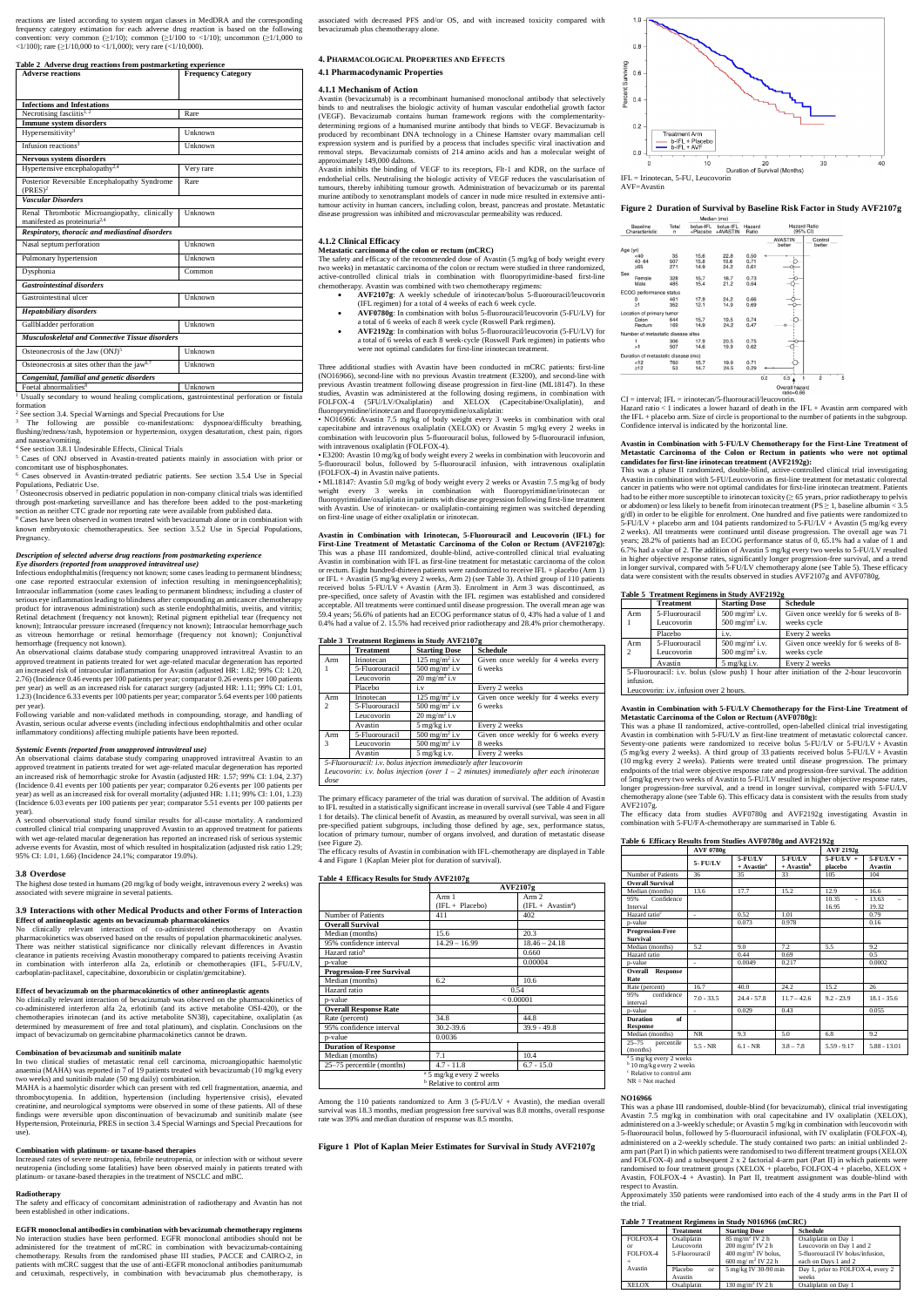reactions are listed according to system organ classes in MedDRA and the corresponding frequency category estimation for each adverse drug reaction is based on the following convention: very common (≥1/10); common (≥1/100 to <1/10); uncommon (≥1/1,000 to <1/100); rare (≥1/10,000 to <1/1,000); very rare (<1/10,000).

**Table 2 Adverse drug reactions from postmarketing experience**

| Adverse reactions | Frequency Category |
|---|---|
| **Infections and Infestations** | |
| Necrotising fasciitis[1,2] | Rare |
| **Immune system disorders** | |
| Hypersensitivity[3] | Unknown |
| Infusion reactions[3] | Unknown |
| **Nervous system disorders** | |
| Hypertensive encephalopathy[2,4] | Very rare |
| Posterior Reversible Encephalopathy Syndrome (PRES)[2] | Rare |
| ***Vascular Disorders*** | |
| Renal Thrombotic Microangiopathy, clinically manifested as proteinuria[2,4] | Unknown |
| ***Respiratory, thoracic and mediastinal disorders*** | |
| Nasal septum perforation | Unknown |
| Pulmonary hypertension | Unknown |
| Dysphonia | Common |
| ***Gastrointestinal disorders*** | |
| Gastrointestinal ulcer | Unknown |
| ***Hepatobiliary disorders*** | |
| Gallbladder perforation | Unknown |
| ***Musculoskeletal and Connective Tissue disorders*** | |
| Osteonecrosis of the Jaw (ONJ)[5] | Unknown |
| Osteonecrosis at sites other than the jaw[6,7] | Unknown |
| ***Congenital, familial and genetic disorders*** | |
| Foetal abnormalities[8] | Unknown |

[1] Usually secondary to wound healing complications, gastrointestinal perforation or fistula formation

[2] See section 3.4. Special Warnings and Special Precautions for Use

[3] The following are possible co-manifestations: dyspnoea/difficulty breathing, flushing/redness/rash, hypotension or hypertension, oxygen desaturation, chest pain, rigors and nausea/vomiting.

[4] See section 3.8.1 Undesirable Effects, Clinical Trials

[5] Cases of ONJ observed in Avastin-treated patients mainly in association with prior or concomitant use of bisphosphonates.

[6] Cases observed in Avastin-treated pediatric patients. See section 3.5.4 Use in Special Populations, Pediatric Use.

[7] Osteonecrosis observed in pediatric population in non-company clinical trials was identified through post-marketing surveillance and has therefore been added to the post-marketing section as neither CTC grade nor reporting rate were available from published data.

[8] Cases have been observed in women treated with bevacizumab alone or in combination with known embryotoxic chemotherapeutics. See section 3.5.2 Use in Special Populations, Pregnancy.

### *Description of selected adverse drug reactions from postmarketing experience*

*Eye disorders (reported from unapproved intravitreal use)*

Infectious endophthalmitis (frequency not known; some cases leading to permanent blindness; one case reported extraocular extension of infection resulting in meningoencephalitis); Intraocular inflammation (some cases leading to permanent blindness; including a cluster of serious eye inflammation leading to blindness after compounding an anticancer chemotherapy product for intravenous administration) such as sterile endophthalmitis, uveitis, and vitritis; Retinal detachment (frequency not known); Retinal pigment epithelial tear (frequency not known); Intraocular pressure increased (frequency not known); Intraocular hemorrhage such as vitreous hemorrhage or retinal hemorrhage (frequency not known); Conjunctival hemorrhage (frequency not known).

An observational claims database study comparing unapproved intravitreal Avastin to an approved treatment in patients treated for wet age-related macular degeneration has reported an increased risk of intraocular inflammation for Avastin (adjusted HR: 1.82; 99% CI: 1.20, 2.76) (Incidence 0.46 events per 100 patients per year; comparator 0.26 events per 100 patients per year) as well as an increased risk for cataract surgery (adjusted HR: 1.11; 99% CI: 1.01, 1.23) (Incidence 6.33 events per 100 patients per year; comparator 5.64 events per 100 patients per year).

Following variable and non-validated methods in compounding, storage, and handling of Avastin, serious ocular adverse events (including infectious endophthalmitis and other ocular inflammatory conditions) affecting multiple patients have been reported.

*Systemic Events (reported from unapproved intravitreal use)*

An observational claims database study comparing unapproved intravitreal Avastin to an approved treatment in patients treated for wet age-related macular degeneration has reported an increased risk of hemorrhagic stroke for Avastin (adjusted HR: 1.57; 99% CI: 1.04, 2.37) (Incidence 0.41 events per 100 patients per year; comparator 0.26 events per 100 patients per year) as well as an increased risk for overall mortality (adjusted HR: 1.11; 99% CI: 1.01, 1.23) (Incidence 6.03 events per 100 patients per year; comparator 5.51 events per 100 patients per year).

A second observational study found similar results for all-cause mortality. A randomized controlled clinical trial comparing unapproved Avastin to an approved treatment for patients with wet age-related macular degeneration has reported an increased risk of serious systemic adverse events for Avastin, most of which resulted in hospitalization (adjusted risk ratio 1.29; 95% CI: 1.01, 1.66) (Incidence 24.1%; comparator 19.0%).

## 3.8 Overdose

The highest dose tested in humans (20 mg/kg of body weight, intravenous every 2 weeks) was associated with severe migraine in several patients.

## 3.9 Interactions with other Medical Products and other Forms of Interaction

**Effect of antineoplastic agents on bevacizumab pharmacokinetics**

No clinically relevant interaction of co-administered chemotherapy on Avastin pharmacokinetics was observed based on the results of population pharmacokinetic analyses. There was neither statistical significance nor clinically relevant differences in Avastin clearance in patients receiving Avastin monotherapy compared to patients receiving Avastin in combination with interferon alfa 2a, erlotinib or chemotherapies (IFL, 5-FU/LV, carboplatin-paclitaxel, capecitabine, doxorubicin or cisplatin/gemcitabine).

**Effect of bevacizumab on the pharmacokinetics of other antineoplastic agents**

No clinically relevant interaction of bevacizumab was observed on the pharmacokinetics of co-administered interferon alfa 2a, erlotinib (and its active metabolite OSI-420), or the chemotherapies irinotecan (and its active metabolite SN38), capecitabine, oxaliplatin (as determined by measurement of free and total platinum), and cisplatin. Conclusions on the impact of bevacizumab on gemcitabine pharmacokinetics cannot be drawn.

**Combination of bevacizumab and sunitinib malate**

In two clinical studies of metastatic renal cell carcinoma, microangiopathic haemolytic anaemia (MAHA) was reported in 7 of 19 patients treated with bevacizumab (10 mg/kg every two weeks) and sunitinib malate (50 mg daily) combination.

MAHA is a haemolytic disorder which can present with red cell fragmentation, anaemia, and thrombocytopenia. In addition, hypertension (including hypertensive crisis), elevated creatinine, and neurological symptoms were observed in some of these patients. All of these findings were reversible upon discontinuation of bevacizumab and sunitinib malate (see Hypertension, Proteinuria, PRES in section 3.4 Special Warnings and Special Precautions for use).

**Combination with platinum- or taxane-based therapies**

Increased rates of severe neutropenia, febrile neutropenia, or infection with or without severe neutropenia (including some fatalities) have been observed mainly in patients treated with platinum- or taxane-based therapies in the treatment of NSCLC and mBC.

**Radiotherapy**

The safety and efficacy of concomitant administration of radiotherapy and Avastin has not been established in other indications.

**EGFR monoclonal antibodies in combination with bevacizumab chemotherapy regimens**

No interaction studies have been performed. EGFR monoclonal antibodies should not be administered for the treatment of mCRC in combination with bevacizumab-containing chemotherapy. Results from the randomised phase III studies, PACCE and CAIRO-2, in patients with mCRC suggest that the use of anti-EGFR monoclonal antibodies panitumumab and cetuximab, respectively, in combination with bevacizumab plus chemotherapy, is associated with decreased PFS and/or OS, and with increased toxicity compared with bevacizumab plus chemotherapy alone.

# 4. Pharmacological Properties and Effects

## 4.1 Pharmacodynamic Properties

### 4.1.1 Mechanism of Action

Avastin (bevacizumab) is a recombinant humanised monoclonal antibody that selectively binds to and neutralises the biologic activity of human vascular endothelial growth factor (VEGF). Bevacizumab contains human framework regions with the complementarity-determining regions of a humanised murine antibody that binds to VEGF. Bevacizumab is produced by recombinant DNA technology in a Chinese Hamster ovary mammalian cell expression system and is purified by a process that includes specific viral inactivation and removal steps. Bevacizumab consists of 214 amino acids and has a molecular weight of approximately 149,000 daltons.

Avastin inhibits the binding of VEGF to its receptors, Flt-1 and KDR, on the surface of endothelial cells. Neutralising the biologic activity of VEGF reduces the vascularisation of tumours, thereby inhibiting tumour growth. Administration of bevacizumab or its parental murine antibody to xenotransplant models of cancer in nude mice resulted in extensive anti-tumour activity in human cancers, including colon, breast, pancreas and prostate. Metastatic disease progression was inhibited and microvascular permeability was reduced.

### 4.1.2 Clinical Efficacy

**Metastatic carcinoma of the colon or rectum (mCRC)**

The safety and efficacy of the recommended dose of Avastin (5 mg/kg of body weight every two weeks) in metastatic carcinoma of the colon or rectum were studied in three randomized, active-controlled clinical trials in combination with fluoropyrimidine-based first-line chemotherapy. Avastin was combined with two chemotherapy regimens:

- **AVF2107g**: A weekly schedule of irinotecan/bolus 5-fluorouracil/leucovorin (IFL regimen) for a total of 4 weeks of each 6 week cycle.
- **AVF0780g**: In combination with bolus 5-fluorouracil/leucovorin (5-FU/LV) for a total of 6 weeks of each 8 week cycle (Roswell Park regimen).
- **AVF2192g**: In combination with bolus 5-fluorouracil/leucovorin (5-FU/LV) for a total of 6 weeks of each 8 week cycle (Roswell Park regimen) in patients who were not optimal candidates for first-line irinotecan treatment.

Three additional studies with Avastin have been conducted in mCRC patients: first-line (NO16966), second-line with no previous Avastin treatment (E3200), and second-line with previous Avastin treatment following disease progression in first-line (ML18147). In these studies, Avastin was administered at the following dosing regimens, in combination with FOLFOX-4 (5FU/LV/Oxaliplatin) and XELOX (Capecitabine/Oxaliplatin), and fluoropyrimidine/irinotecan and fluoropyrimidine/oxaliplatin:

• NO16966: Avastin 7.5 mg/kg of body weight every 3 weeks in combination with oral capecitabine and intravenous oxaliplatin (XELOX) or Avastin 5 mg/kg every 2 weeks in combination with leucovorin plus 5-fluorouracil bolus, followed by 5-fluorouracil infusion, with intravenous oxaliplatin (FOLFOX-4).

• E3200: Avastin 10 mg/kg of body weight every 2 weeks in combination with leucovorin and 5-fluorouracil bolus, followed by 5-fluorouracil infusion, with intravenous oxaliplatin (FOLFOX-4) in Avastin naïve patients.

• ML18147: Avastin 5.0 mg/kg of body weight every 2 weeks or Avastin 7.5 mg/kg of body weight every 3 weeks in combination with fluoropyrimidine/irinotecan or fluoropyrimidine/oxaliplatin in patients with disease progression following first-line treatment with Avastin. Use of irinotecan- or oxaliplatin-containing regimen was switched depending on first-line usage of either oxaliplatin or irinotecan.

**Avastin in Combination with Irinotecan, 5-Fluorouracil and Leucovorin (IFL) for First-Line Treatment of Metastatic Carcinoma of the Colon or Rectum (AVF2107g):**

This was a phase III randomized, double-blind, active-controlled clinical trial evaluating Avastin in combination with IFL as first-line treatment for metastatic carcinoma of the colon or rectum. Eight hundred-thirteen patients were randomized to receive IFL + placebo (Arm 1) or IFL + Avastin (5 mg/kg every 2 weeks, Arm 2) (see Table 3). A third group of 110 patients received bolus 5-FU/LV + Avastin (Arm 3). Enrolment in Arm 3 was discontinued, as pre-specified, once safety of Avastin with the IFL regimen was established and considered acceptable. All treatments were continued until disease progression. The overall mean age was 59.4 years; 56.6% of patients had an ECOG performance status of 0, 43% had a value of 1 and 0.4% had a value of 2. 15.5% had received prior radiotherapy and 28.4% prior chemotherapy.

**Table 3 Treatment Regimens in Study AVF2107g**

| | Treatment | Starting Dose | Schedule |
|---|---|---|---|
| Arm 1 | Irinotecan | 125 mg/m² i.v | Given once weekly for 4 weeks every 6 weeks |
| | 5-Fluorouracil | 500 mg/m² i.v | |
| | Leucovorin | 20 mg/m² i.v | |
| | Placebo | i.v | Every 2 weeks |
| Arm 2 | Irinotecan | 125 mg/m² i.v | Given once weekly for 4 weeks every 6 weeks |
| | 5-Fluorouracil | 500 mg/m² i.v | |
| | Leucovorin | 20 mg/m² i.v | |
| | Avastin | 5 mg/kg i.v | Every 2 weeks |
| Arm 3 | 5-Fluorouracil | 500 mg/m² i.v | Given once weekly for 6 weeks every 8 weeks |
| | Leucovorin | 500 mg/m² i.v | |
| | Avastin | 5 mg/kg i.v. | Every 2 weeks |

*5-Fluorouracil: i.v. bolus injection immediately after leucovorin*
*Leucovorin: i.v. bolus injection (over 1 – 2 minutes) immediately after each irinotecan dose*

The primary efficacy parameter of the trial was duration of survival. The addition of Avastin to IFL resulted in a statistically significant increase in overall survival (see Table 4 and Figure 1 for details). The clinical benefit of Avastin, as measured by overall survival, was seen in all pre-specified patient subgroups, including those defined by age, sex, performance status, location of primary tumour, number of organs involved, and duration of metastatic disease (see Figure 2).

The efficacy results of Avastin in combination with IFL-chemotherapy are displayed in Table 4 and Figure 1 (Kaplan Meier plot for duration of survival).

**Table 4 Efficacy Results for Study AVF2107g**

| | AVF2107g | |
|---|---|---|
| | Arm 1 (IFL + Placebo) | Arm 2 (IFL + Avastin[a]) |
| Number of Patients | 411 | 402 |
| **Overall Survival** | | |
| Median (months) | 15.6 | 20.3 |
| 95% confidence interval | 14.29 – 16.99 | 18.46 – 24.18 |
| Hazard ratio[b] | | 0.660 |
| p-value | | 0.00004 |
| **Progression-Free Survival** | | |
| Median (months) | 6.2 | 10.6 |
| Hazard ratio | 0.54 | |
| p-value | < 0.00001 | |
| **Overall Response Rate** | | |
| Rate (percent) | 34.8 | 44.8 |
| 95% confidence interval | 30.2-39.6 | 39.9 - 49.8 |
| p-value | 0.0036 | |
| **Duration of Response** | | |
| Median (months) | 7.1 | 10.4 |
| 25–75 percentile (months) | 4.7 - 11.8 | 6.7 - 15.0 |

[a] 5 mg/kg every 2 weeks
[b] Relative to control arm

Among the 110 patients randomized to Arm 3 (5-FU/LV + Avastin), the median overall survival was 18.3 months, median progression free survival was 8.8 months, overall response rate was 39% and median duration of response was 8.5 months.

**Figure 1 Plot of Kaplan Meier Estimates for Survival in Study AVF2107g**

IFL = Irinotecan, 5-FU, Leucovorin
AVF=Avastin

**Figure 2 Duration of Survival by Baseline Risk Factor in Study AVF2107g**

CI = interval; IFL = irinotecan/5-fluorouracil/leucovorin.
Hazard ratio < 1 indicates a lower hazard of death in the IFL + Avastin arm compared with the IFL + placebo arm. Size of circle is proportional to the number of patients in the subgroup. Confidence interval is indicated by the horizontal line.

**Avastin in Combination with 5-FU/LV Chemotherapy for the First-Line Treatment of Metastatic Carcinoma of the Colon or Rectum in patients who were not optimal candidates for first-line irinotecan treatment (AVF2192g):**

This was a phase II randomized, double-blind, active-controlled clinical trial investigating Avastin in combination with 5-FU/Leucovorin as first-line treatment for metastatic colorectal cancer in patients who were not optimal candidates for first-line irinotecan treatment. Patients had to be either more susceptible to irinotecan toxicity (≥ 65 years, prior radiotherapy to pelvis or abdomen) or less likely to benefit from irinotecan treatment (PS ≥ 1, baseline albumin < 3.5 g/dl) in order to be eligible for enrolment. One hundred and five patients were randomized to 5-FU/LV + placebo arm and 104 patients randomized to 5-FU/LV + Avastin (5 mg/kg every 2 weeks). All treatments were continued until disease progression. The overall age was 71 years; 28.2% of patients had an ECOG performance status of 0, 65.1% had a value of 1 and 6.7% had a value of 2. The addition of Avastin 5 mg/kg every two weeks to 5-FU/LV resulted in higher objective response rates, significantly longer progression-free survival, and a trend in longer survival, compared with 5-FU/LV chemotherapy alone (see Table 5). These efficacy data were consistent with the results observed in studies AVF2107g and AVF0780g.

**Table 5 Treatment Regimens in Study AVF2192g**

| | Treatment | Starting Dose | Schedule |
|---|---|---|---|
| Arm 1 | 5-Fluorouracil | 500 mg/m² i.v. | Given once weekly for 6 weeks of 8-weeks cycle |
| | Leucovorin | 500 mg/m² i.v. | |
| | Placebo | i.v. | Every 2 weeks |
| Arm 2 | 5-Fluorouracil | 500 mg/m² i.v. | Given once weekly for 6 weeks of 8-weeks cycle |
| | Leucovorin | 500 mg/m² i.v. | |
| | Avastin | 5 mg/kg i.v. | Every 2 weeks |

5-Fluorouracil: i.v. bolus (slow push) 1 hour after initiation of the 2-hour leucovorin infusion.
Leucovorin: i.v. infusion over 2 hours.

**Avastin in Combination with 5-FU/LV Chemotherapy for the First-Line Treatment of Metastatic Carcinoma of the Colon or Rectum (AVF0780g):**

This was a phase II randomized, active-controlled, open-labelled clinical trial investigating Avastin in combination with 5-FU/LV as first-line treatment of metastatic colorectal cancer. Seventy-one patients were randomized to receive bolus 5-FU/LV or 5-FU/LV + Avastin (5 mg/kg every 2 weeks). A third group of 33 patients received bolus 5-FU/LV + Avastin (10 mg/kg every 2 weeks). Patients were treated until disease progression. The primary endpoints of the trial were objective response rate and progression-free survival. The addition of 5mg/kg every two weeks of Avastin to 5-FU/LV resulted in higher objective response rates, longer progression-free survival, and a trend in longer survival, compared with 5-FU/LV chemotherapy alone (see Table 6). This efficacy data is consistent with the results from study AVF2107g.

The efficacy data from studies AVF0780g and AVF2192g investigating Avastin in combination with 5-FU/FA-chemotherapy are summarised in Table 6.

**Table 6 Efficacy Results from Studies AVF0780g and AVF2192g**

| | AVF 0780g | | | AVF 2192g | |
|---|---|---|---|---|---|
| | 5- FU/LV | 5-FU/LV + Avastin[a] | 5-FU/LV + Avastin[b] | 5-FU/LV + placebo | 5-FU/LV + Avastin |
| Number of Patients | 36 | 35 | 33 | 105 | 104 |
| **Overall Survival** | | | | | |
| Median (months) | 13.6 | 17.7 | 15.2 | 12.9 | 16.6 |
| 95% Confidence Interval | | | | 10.35 – 16.95 | 13.63 – 19.32 |
| Hazard ratio[c] | - | 0.52 | 1.01 | | 0.79 |
| p-value | | 0.073 | 0.978 | | 0.16 |
| **Progression-Free Survival** | | | | | |
| Median (months) | 5.2 | 9.0 | 7.2 | 5.5 | 9.2 |
| Hazard ratio | | 0.44 | 0.69 | | 0.5 |
| p-value | - | 0.0049 | 0.217 | | 0.0002 |
| **Overall Response Rate** | | | | | |
| Rate (percent) | 16.7 | 40.0 | 24.2 | 15.2 | 26 |
| 95% confidence interval | 7.0 - 33.5 | 24.4 - 57.8 | 11.7 – 42.6 | 9.2 - 23.9 | 18.1 - 35.6 |
| p-value | | 0.029 | 0.43 | | 0.055 |
| **Duration of Response** | | | | | |
| Median (months) | NR | 9.3 | 5.0 | 6.8 | 9.2 |
| 25–75 percentile (months) | 5.5 - NR | 6.1 - NR | 3.8 – 7.8 | 5.59 - 9.17 | 5.88 - 13.01 |

[a] 5 mg/kg every 2 weeks
[b] 10 mg/kg every 2 weeks
[c] Relative to control arm
NR = Not reached

**NO16966**

This was a phase III randomised, double-blind (for bevacizumab), clinical trial investigating Avastin 7.5 mg/kg in combination with oral capecitabine and IV oxaliplatin (XELOX), administered on a 3-weekly schedule; or Avastin 5 mg/kg in combination with leucovorin with 5-fluorouracil bolus, followed by 5-fluorouracil infusional, with IV oxaliplatin (FOLFOX-4), administered on a 2-weekly schedule. The study contained two parts: an initial unblinded 2-arm part (Part I) in which patients were randomised to two different treatment groups (XELOX and FOLFOX-4) and a subsequent 2 x 2 factorial 4-arm part (Part II) in which patients were randomised to four treatment groups (XELOX + placebo, FOLFOX-4 + placebo, XELOX + Avastin, FOLFOX-4 + Avastin). In Part II, treatment assignment was double-blind with respect to Avastin.

Approximately 350 patients were randomised into each of the 4 study arms in the Part II of the trial.

**Table 7 Treatment Regimens in Study N016966 (mCRC)**

| | Treatment | Starting Dose | Schedule |
|---|---|---|---|
| FOLFOX-4 or FOLFOX-4 + Avastin | Oxaliplatin | 85 mg/m² IV 2 h | Oxaliplatin on Day 1 |
| | Leucovorin | 200 mg/m² IV 2 h | Leucovorin on Day 1 and 2 |
| | 5-Fluorouracil | 400 mg/m² IV bolus, 600 mg/m² IV 22 h | 5-fluorouracil IV bolus/infusion, each on Days 1 and 2 |
| | Placebo or Avastin | 5 mg/kg IV 30-90 min | Day 1, prior to FOLFOX-4, every 2 weeks |
| XELOX | Oxaliplatin | 130 mg/m² IV 2 h | Oxaliplatin on Day 1 |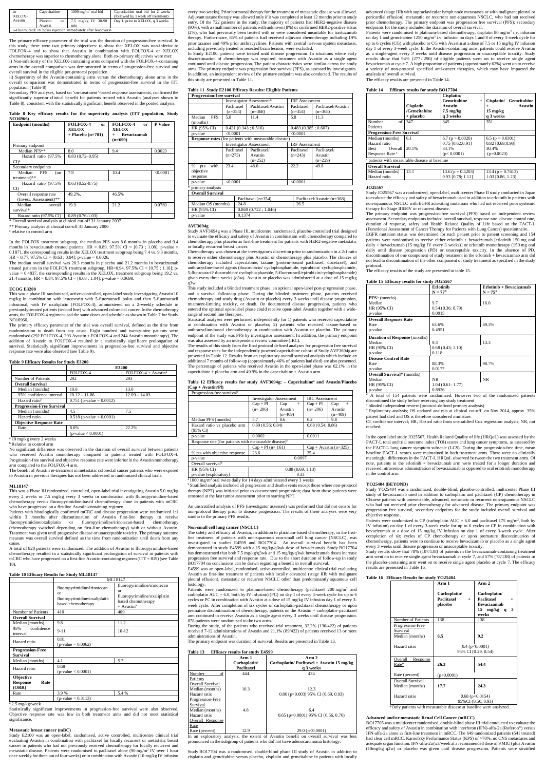| or XELOX+ Avastin | Capecitabine | 1000 mg/m² oral bid | Capecitabine oral bid for 2 weeks (followed by 1 week off treatment) |
|---|---|---|---|
| | Placebo or Avastin | 7.5 mg/kg IV 30-90 min | Day 1, prior to XELOX, q 3 weeks |
| 5-Fluorouracil: IV bolus injection immediately after leucovorin | | | |

The primary efficacy parameter of the trial was the duration of progression-free survival. In this study, there were two primary objectives: to show that XELOX was non-inferior to FOLFOX-4 and to show that Avastin in combination with FOLFOX-4 or XELOX chemotherapy was superior to chemotherapy alone. Both co-primary objectives were met:

i) Non-inferiority of the XELOX-containing arms compared with the FOLFOX-4-containing arms in the overall comparison was demonstrated in terms of progression-free survival and overall survival in the eligible per-protocol population.

ii) Superiority of the Avastin-containing arms versus the chemotherapy alone arms in the overall comparison was demonstrated in terms of progression-free survival in the ITT population (Table 8)

Secondary PFS analyses, based on 'on-treatment'-based response assessments, confirmed the significantly superior clinical benefit for patients treated with Avastin (analyses shown in Table 8), consistent with the statistically significant benefit observed in the pooled analysis.

**Table 8 Key efficacy results for the superiority analysis (ITT population, Study NO16966)**

| Endpoint (months) | FOLFOX-4 or XELOX + Placebo (n=701) | FOLFOX-4 or XELOX + Bevacizumab (n=699) | P Value |
|---|---|---|---|
| Primary endpoint | | | |
| Median PFS** | 8.0 | 9.4 | 0.0023 |
| Hazard ratio (97.5% CI)ᵃ | 0.83 (0.72–0.95) | | |
| Secondary endpoints | | | |
| Median PFS (on treatment)** | 7.9 | 10.4 | <0.0001 |
| Hazard ratio (97.5% CI) | 0.63 (0.52-0.75) | | |
| Overall response rate (Invest. Assessment)** | 49.2% | 46.5% | |
| Median overall survival* | 19.9 | 21.2 | 0.0769 |
| Hazard ratio (97.5% CI) | 0.89 (0.76-1.03) | | |

\* Overall survival analysis at clinical cut-off 31 January 2007
\*\* Primary analysis at clinical cut-off 31 January 2006
ᵃ relative to control arm

In the FOLFOX treatment subgroup, the median PFS was 8.6 months in placebo and 9.4 months in bevacizumab treated patients, HR = 0.89, 97.5% CI = [0.73 ; 1.08]; p-value = 0.1871, the corresponding results in the XELOX treatment subgroup being 7.4 vs. 9.3 months, HR = 0.77, 97.5% CI = [0.63 ; 0.94]; p-value = 0.0026.

The median overall survival was 20.3 months in placebo and 21.2 months in bevacizumab treated patients in the FOLFOX treatment subgroup, HR=0.94, 97.5% CI = [0.75 ; 1.16]; p-value = 0.4937, the corresponding results in the XELOX, treatment subgroup being 19.2 vs. 21.4 months, HR = 0.84, 97.5% CI = [0.68 ; 1.04]; p-value = 0.0698.

### ECOG E3200

This was a phase III randomised, active-controlled, open-label study investigating Avastin 10 mg/kg in combination with leucovorin with 5-fluorouracil bolus and then 5-fluorouracil infusional, with IV oxaliplatin (FOLFOX-4), administered on a 2-weekly schedule in previously-treated patients (second line) with advanced colorectal cancer. In the chemotherapy arms, the FOLFOX-4 regimen used the same doses and schedule as shown in Table 7 for Study NO16966.

The primary efficacy parameter of the trial was overall survival, defined as the time from randomization to death from any cause. Eight hundred and twenty-nine patients were randomised (292 FOLFOX-4, 293 Avastin + FOLFOX-4 and 244 Avastin monotherapy). The addition of Avastin to FOLFOX-4 resulted in a statistically significant prolongation of survival. Statistically significant improvements in progression-free survival and objective response rate were also observed (see Table 9).

**Table 9 Efficacy Results for Study E3200**

| | E3200 | |
|---|---|---|
| | FOLFOX-4 | FOLFOX-4 + Avastinᵃ |
| Number of Patients | 292 | 293 |
| **Overall Survival** | | |
| Median (months) | 10.8 | 13.0 |
| 95% confidence interval | 10.12 – 11.86 | 12.09 – 14.03 |
| Hazard ratioᵇ | 0.751 (p-value = 0.0012) | |
| **Progression-Free Survival** | | |
| Median (months) | 4.5 | 7.5 |
| Hazard ratio | 0.518 (p-value < 0.0001) | |
| **Objective Response Rate** | | |
| Rate | 8.6% | 22.2% |
| | (p-value < 0.0001) | |

ᵃ 10 mg/kg every 2 weeks
ᵇ Relative to control arm

No significant difference was observed in the duration of overall survival between patients who received Avastin monotherapy compared to patients treated with FOLFOX-4. Progression-free survival and objective response rate were inferior in the Avastin monotherapy arm compared to the FOLFOX-4 arm.

The benefit of Avastin re-treatment in metastatic colorectal cancer patients who were exposed to Avastin in previous therapies has not been addressed in randomized clinical trials.

### ML18147

This was a Phase III randomized, controlled, open-label trial investigating Avastin 5.0 mg/kg every 2 weeks or 7.5 mg/kg every 3 weeks in combination with fluoropyrimidine-based chemotherapy versus fluoropyrimidine-based chemotherapy alone in patients with mCRC who have progressed on a firstline Avastin-containing regimen.

Patients with histologically confirmed mCRC and disease progression were randomized 1:1 within 3 months after discontinuation of Avastin first-line therapy to receive fluoropyrimidine/oxaliplatin or fluoropyrimidine/irinotecan-based chemotherapy (chemotherapy switched depending on first-line chemotherapy) with or without Avastin. Treatment was given until progressive disease or unacceptable toxicity. The primary outcome measure was overall survival defined as the time from randomization until death from any cause.

A total of 820 patients were randomized. The addition of Avastin to fluoropyrimidine-based chemotherapy resulted in a statistically significant prolongation of survival in patients with mCRC who have progressed on a first-line Avastin-containing regimen (ITT = 819) (see Table 10).

**Table 10 Efficacy Results for Study ML18147**

| | ML18147 | |
|---|---|---|
| | fluoropyrimidine/irinotecan or fluoropyrimidine/oxaliplatin based chemotherapy | fluoropyrimidine/irinotecan or fluoropyrimidine/oxaliplatin based chemotherapy + Avastinᵃ |
| Number of Patients | 410 | 409 |
| **Overall Survival** | | |
| Median (months) | 9.8 | 11.2 |
| 95% confidence interval | 9-11 | 10-12 |
| Hazard ratio | 0.81 (p-value = 0.0062) | |
| **Progression-Free Survival** | | |
| Median (months) | 4.1 | 5.7 |
| Hazard ratio | 0.68 (p-value < 0.0001) | |
| **Objective Response Rate (ORR)** | | |
| Rate | 3.9 % | 5.4 % |
| | (p-value = 0.3113) | |

ᵃ 2.5 mg/kg/week

Statistically significant improvements in progression-free survival were also observed. Objective response rate was low in both treatment arms and did not meet statistical significance.

### Metastatic breast cancer (mBC)

Study E2100 was an open-label, randomised, active controlled, multicentre clinical trial evaluating Avastin in combination with paclitaxel for locally recurrent or metastatic breast cancer in patients who had not previously received chemotherapy for locally recurrent and metastatic disease. Patients were randomised to paclitaxel alone (90 mg/m² IV over 1 hour once weekly for three out of four weeks) or in combination with Avastin (10 mg/kg IV infusion every two weeks). Prior hormonal therapy for the treatment of metastatic disease was allowed. Adjuvant taxane therapy was allowed only if it was completed at least 12 months prior to study entry. Of the 722 patients in the study, the majority of patients had HER2-negative disease (90%), with a small number of patients with unknown (8%) or confirmed HER2-positive status (2%), who had previously been treated with or were considered unsuitable for trastuzumab therapy. Furthermore, 65% of patients had received adjuvant chemotherapy including 19% prior taxanes and 49% prior anthracyclines. Patients with central nervous system metastasis, including previously treated or resected brain lesions, were excluded.

In Study E2100, patients were treated until disease progression. In situations where early discontinuation of chemotherapy was required, treatment with Avastin as a single agent continued until disease progression. The patient characteristics were similar across the study arms. The primary endpoint was progression free survival (PFS), as assessed by investigators. In addition, an independent review of the primary endpoint was also conducted. The results of this study are presented in Table 11.

**Table 11 Study E2100 Efficacy Results: Eligible Patients**

| **Progression-free survival** | | | | |
|---|---|---|---|---|
| | Investigator Assessment* | | IRF Assessment | |
| | Paclitaxel (n=354) | Paclitaxel/Avastin (n=368) | Paclitaxel (n=354) | Paclitaxel/Avastin (n=368) |
| Median PFS (months) | 5.8 | 11.4 | 5.8 | 11.3 |
| HR (95% CI) | 0.421 (0.343 ; 0.516) | | 0.483 (0.385 ; 0.607) | |
| p-value | <0.0001 | | <0.0001 | |
| **Response rates** (for patients with measurable disease) | | | | |
| | Investigator Assessment | | IRF Assessment | |
| | Paclitaxel (n=273) | Paclitaxel/ Avastin (n=252) | Paclitaxel (n=243) | Paclitaxel/ Avastin (n=229) |
| % pts with objective response | 23.4 | 48.0 | 22.2 | 49.8 |
| p-value | <0.0001 | | <0.0001 | |
| * primary analysis | | | | |
| **Overall Survival** | | | | |
| | Paclitaxel (n=354) | | Paclitaxel/Avastin (n=368) | |
| Median OS (months) | 24.8 | | 26.5 | |
| HR (95% CI) | 0.869 (0.722 ; 1.046) | | | |
| p-value | 0.1374 | | | |

### AVF3694g

Study AVF3694g was a Phase III, multicentre, randomised, placebo-controlled trial designed to evaluate the efficacy and safety of Avastin in combination with chemotherapy compared to chemotherapy plus placebo as first-line treatment for patients with HER2-negative metastatic or locally recurrent breast cancer.

Chemotherapy was chosen at the investigator's discretion prior to randomization in a 2:1 ratio to receive either chemotherapy plus Avastin or chemotherapy plus placebo. The choices of chemotherapy included capecitabine, taxane (protein-bound paclitaxel, docetaxel), and anthracycline-based agents (doxorubicin/ cyclophosphamide, epirubicin/ cyclophosphamide, 5-fluorouracil/ doxorubicin/ cyclophosphamide, 5-fluorouracil/epirubicin/cyclophosphamide) given every three weeks (q3w). Avastin or placebo was administered at a dose of 15 mg/kg q3w.

This study included a blinded treatment phase, an optional open-label post-progression phase, and a survival follow-up phase. During the blinded treatment phase, patients received chemotherapy and study drug (Avastin or placebo) every 3 weeks until disease progression, treatment-limiting toxicity, or death. On documented disease progression, patients who entered the optional open-label phase could receive open-label Avastin together with a wide-range of second line therapies.

Statistical analyses were performed independently for 1) patients who received capecitabine in combination with Avastin or placebo; 2) patients who received taxane-based or anthracycline-based chemotherapy in combination with Avastin or placebo. The primary endpoint of the study was PFS by investigator assessment. In addition, the primary endpoint was also assessed by an independent review committee (IRC).

The results of this study from the final protocol defined analyses for progression free survival and response rates for the independently powered capecitabine cohort of Study AVF3694g are presented in Table 12. Results from an exploratory overall survival analysis which include an additional 7 months of follow-up (approximately 46% of patients had died) are also presented. The percentage of patients who received Avastin in the open-label phase was 62.1% in the capecitabine + placebo arm and 49.9% in the capecitabine + Avastin arm.

**Table 12 Efficacy results for study AVF3694g: – Capecitabineᵃ and Avastin/Placebo (Cap + Avastin/Pl)**

| Progression-free survivalᵇ | | | | |
|---|---|---|---|---|
| | Investigator Assessment | | IRC Assessment | |
| | Cap + Pl (n= 206) | Cap + Avastin (n=409) | Cap + Pl (n= 206) | Cap + Avastin (n=409) |
| Median PFS (months) | 5.7 | 8.6 | 6.2 | 9.8 |
| Hazard ratio vs placebo arm (95% CI) | 0.69 (0.56; 0.84) | | 0.68 (0.54; 0.86) | |
| p-value | 0.0002 | | 0.0011 | |
| Response rate (for patients with measurable disease)ᵇ | | | | |
| | Cap + Pl (n= 161) | | Cap + Avastin (n=325) | |
| % pts with objective response | 23.6 | | 35.4 | |
| p-value | 0.0097 | | | |
| Overall survivalᵇ | | | | |
| HR (95% CI) | 0.88 (0.69, 1.13) | | | |
| p-value (exploratory) | 0.33 | | | |

ᵃ 1000 mg/m² oral twice daily for 14 days administered every 3 weeks
ᵇ Stratified analysis included all progression and death events except those where non-protocol therapy (NPT) was initiated prior to documented progression; data from those patients were censored at the last tumor assessment prior to starting NPT.

An unstratified analysis of PFS (investigator assessed) was performed that did not censor for non-protocol therapy prior to disease progression. The results of these analyses were very similar to the primary PFS results.

### Non-small cell lung cancer (NSCLC)

The safety and efficacy of Avastin, in addition to platinum-based chemotherapy, in the first-line treatment of patients with non-squamous non-small cell lung cancer (NSCLC), was investigated in studies E4599 and BO17704. An overall survival benefit has been demonstrated in study E4599 with a 15 mg/kg/q3wk dose of bevacizumab. Study BO17704 has demonstrated that both 7.5 mg/kg/q3wk and 15 mg/kg/q3wk bevacizumab doses increase progression free survival and response rate. Due to the short duration of follow-up in study BO17704 no conclusions can be drawn regarding a benefit in overall survival.

E4599 was an open-label, randomised, active-controlled, multicentre clinical trial evaluating Avastin as first-line treatment of patients with locally advanced (stage IIIb with malignant pleural effusion), metastatic or recurrent NSCLC other than predominantly squamous cell histology.

Patients were randomized to platinum-based chemotherapy (paclitaxel 200 mg/m² and carboplatin AUC = 6.0, both by IV infusion) (PC) on day 1 of every 3-week cycle for up to 6 cycles or PC in combination with Avastin at a dose of 15 mg/kg IV infusion day 1 of every 3-week cycle. After completion of six cycles of carboplatin-paclitaxel chemotherapy or upon premature discontinuation of chemotherapy, patients on the Avastin + carboplatin–paclitaxel arm continued to receive Avastin as a single agent every 3 weeks until disease progression. 878 patients were randomised to the two arms.

During the study, of the patients who received trial treatment, 32.2% (136/422) of patients received 7-12 administrations of Avastin and 21.1% (89/422) of patients received 13 or more administrations of Avastin.

The primary endpoint was duration of survival. Results are presented in Table 13.

**Table 13 Efficacy results for study E4599**

| | Arm 1 Carboplatin/ Paclitaxel | Arm 2 Carboplatin/ Paclitaxel + Avastin 15 mg/kg q 3 weeks |
|---|---|---|
| Number of Patients | 444 | 434 |
| Overall Survival | | |
| Median (months) | 10.3 | 12.3 |
| Hazard ratio | | 0.80 (p=0.003) 95% CI (0.69, 0.93) |
| Progression-Free Survival | | |
| Median (months) | 4.8 | 6.4 |
| Hazard ratio | | 0.65 (p<0.0001) 95% CI (0.56, 0.76) |
| Overall Response Rate | | |
| Rate (percent) | 12.9 | 29.0 (p<0.0001) |

In an exploratory analysis, the extent of Avastin benefit on overall survival was less pronounced in the subgroup of patients who did not have adenocarcinoma histology.

Study BO17704 was a randomised, double-blind phase III study of Avastin in addition to cisplatin and gemcitabine versus placebo, cisplatin and gemcitabine in patients with locally advanced (stage IIIb with supraclavicular lymph node metastases or with malignant pleural or pericardial effusion), metastatic or recurrent non-squamous NSCLC, who had not received prior chemotherapy. The primary endpoint was progression free survival (PFS); secondary endpoints for the study included the duration of overall survival.

Patients were randomised to platinum-based chemotherapy, cisplatin 80 mg/m² i.v. infusion on day 1 and gemcitabine 1250 mg/m² i.v. infusion on days 1 and 8 of every 3-week cycle for up to 6 cycles (CG) with placebo or CG with Avastin at a dose of 7.5 or 15 mg/kg IV infusion day 1 of every 3-week cycle. In the Avastin-containing arms, patients could receive Avastin as a single-agent every 3 weeks until disease progression or unacceptable toxicity. Study results show that 94% (277 / 296) of eligible patients went on to receive single agent bevacizumab at cycle 7. A high proportion of patients (approximately 62%) went on to receive a variety of non-protocol specified anti-cancer therapies, which may have impacted the analysis of overall survival.

The efficacy results are presented in Table 14.

**Table 14 Efficacy results for study BO17704**

| | Cisplatin /Gemcitabine + placebo | Cisplatin/ Gemcitabine + Avastin 7.5 mg/kg q 3 weeks | Cisplatin/ Gemcitabine + Avastin 15 mg/kg q 3 weeks |
|---|---|---|---|
| Number of Patients | 347 | 345 | 351 |
| **Progression-Free Survival** | | | |
| Median (months) | 6.1 | 6.7 (p = 0.0026) | 6.5 (p = 0.0301) |
| Hazard ratio | | 0.75 [0.62;0.91] | 0.82 [0.68;0.98] |
| Best Overall Response Rate ᵃ | 20.1% | 34.1% (p< 0.0001) | 30.4% (p=0.0023) |
| ᵃ patients with measurable disease at baseline | | | |
| **Overall Survival** | | | |
| Median (months) | 13.1 | 13.6 (p = 0.4203) | 13.4 (p = 0.7613) |
| Hazard ratio | | 0.93 [0.78; 1.11] | 1.03 [0.86, 1.23] |

### JO25567

Study JO25567 was a randomized, open-label, multi-center Phase II study conducted in Japan to evaluate the efficacy and safety of bevacizumab used in addition to erlotinib in patients with non-squamous NSCLC with EGFR activating mutations who had not received prior systemic therapy for Stage IIIB/IV or recurrent disease.

The primary endpoint was progression-free survival (PFS) based on independent review assessment. Secondary endpoints included overall survival, response rate, disease control rate, duration of response, safety and Health Related Quality of Life based on the FACT-L (Functional Assessment of Cancer Therapy for Patients with Lung Cancer) questionnaire.

EGFR mutation status was determined for each patient prior to patient screening and 154 patients were randomised to receive either erlotinib + bevacizumab [erlotinib 150 mg oral daily + bevacizumab (15 mg/kg IV every 3 weeks)] or erlotinib monotherapy (150 mg oral daily until disease progression (PD) or unacceptable toxicity. In the absence of PD, discontinuation of one component of study treatment in the erlotinib + bevacizumab arm did not lead to discontinuation of the other component of study treatment as specified in the study protocol.

The efficacy results of the study are presented in table 15.

**Table 15 Efficacy results for study JO25567**

| | Erlotinib N = 77# | Erlotinib + Bevacizumab N = 75# |
|---|---|---|
| **PFS**^ (months) | | |
| Median | 9.7 | 16.0 |
| HR (95% CI) | 0.54 (0.36; 0.79) | |
| p-value | 0.0015 | |
| **Overall Response Rate** | | |
| Rate | 63.6% | 69.3% |
| p-value | 0.4951 | |
| **Duration of Response** (months) | | |
| Median | 9.3 | 13.3 |
| HR (95% CI) | 0.68 (0.43; 1.10) | |
| p-value | 0.118 | |
| **Disease Control Rate** | | |
| Rate | 88.3% | 98.7% |
| p-value | 0.0177 | |
| **Overall Survival*** (months) | | |
| Median | NR | NR |
| HR (95% CI) | 1.04 (0.61- 1.77) | |
| p-value | 0.8926 | |

\# A total of 154 patients were randomized. However two of the randomized patients discontinued the study before receiving any study treatment
^ blinded independent review (protocol-defined primary analysis)
\* Exploratory analysis; OS updated analysis at clinical cut-off on Nov 2014, approx. 35% patient had died and OS is therefore considered immature.
CI, confidence interval; HR, Hazard ratio from unstratified Cox regression analysis; NR, not reached:

In the open label study JO25567, Health Related Quality of life (HRQoL) was assessed by the FACT-L total and trial outcome index (TOI) scores and lung cancer symptoms, as assessed by the FACT-L lung cancer symptom subscale (LCS). During the progression-free time, mean baseline FACT-L scores were maintained in both treatment arms. There were no clinically meaningful differences in the FACT-L HRQoL observed between the two treatment arms. Of note, patients in the erlotinib + bevacizumab arm were treated for a longer duration and received intravenous administration of bevacizumab as opposed to oral erlotinib monotherapy in the control arm.

### YO25404 (BEYOND)

Study YO25404 was a randomized, double-blind, placebo-controlled, multicenter Phase III study of bevacizumab used in addition to carboplatin and paclitaxel (CP) chemotherapy in Chinese patients with unresectable, advanced, metastatic or recurrent non-squamous NSCLC who had not received prior chemotherapy for advanced disease. The primary endpoint was progression free survival, secondary endpoints for the study included overall survival and objective response.

Patients were randomized to CP (carboplatin AUC = 6.0 and paclitaxel 175 mg/m², both by IV infusion) on day 1 of every 3-week cycle for up to 6 cycles or CP in combination with bevacizumab at a dose of 15 mg/kg IV infusion on day 1 of every 3-week cycle. After completion of six cycles of CP chemotherapy or upon premature discontinuation of chemotherapy, patients were to continue to receive bevacizumab or placebo as a single agent every 3 weeks until disease progression or unacceptable toxicity.

Study results show that 78% (107/138) of patients in the bevacizumab-containing treatment arm went on to receive single agent bevacizumab at cycle 7, and 57% (78/138) of patients in the placebo-containing arm went on to receive single agent placebo at cycle 7. The efficacy results are presented in Table 16.

**Table 16 Efficacy Results for study YO25404**

| | Arm 1 Carboplatin/ Paclitaxel + placebo | Arm 2 Carboplatin/ Paclitaxel + Bevacizumab 15 mg/kg q 3 weeks |
|---|---|---|
| Number of Patients | 138 | 138 |
| Progression-Free Survival | | |
| Median (months) | 6.5 | 9.2 |
| Hazard ratio | 0.4 (p<0.0001) 95% CI (0.29, 0.54) | |
| Overall Response Rate* | 26.3 | 54.4 |
| Rate (percent) | (p<0.0001) | |
| Overall Survival | | |
| Median (months) | 17.7 | 24.3 |
| Hazard ratio | 0.68 (p=0.0154) 95%CI (0.50, 0.93) | |

*Only patients with measurable disease at baseline were analyzed.

### Advanced and/or metastatic Renal Cell Cancer (mRCC)

BO17705 was a multicenter randomised, double-blind phase III trial conducted to evaluate the efficacy and safety of Avastin in combination with interferon (IFN)-alfa-2a (Roferon®) versus IFN-alfa-2a alone as first-line treatment in mRCC. The 649 randomised patients (641 treated) had clear cell mRCC, Karnofsky Performance Status (KPS) of ≥70%, no CNS metastases and adequate organ function. IFN-alfa-2a (x3/week at a recommended dose of 9 MIU) plus Avastin (10mg/kg q2w) or placebo was given until disease progression. Patients were stratified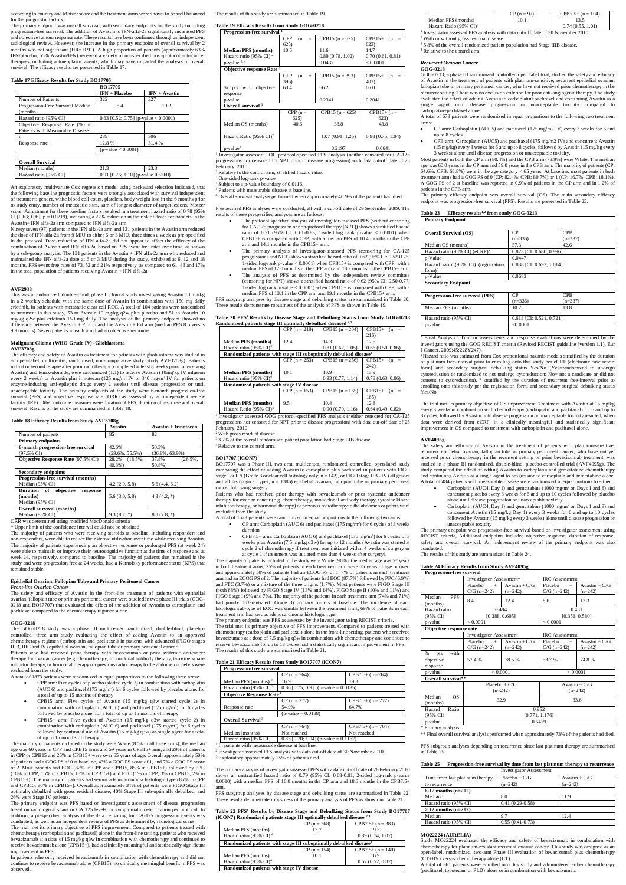according to country and Motzer score and the treatment arms were shown to be well balanced for the prognostic factors.

The primary endpoint was overall survival, with secondary endpoints for the study including progression-free survival. The addition of Avastin to IFN-alfa-2a significantly increased PFS and objective tumour response rate. These results have been confirmed through an independent radiological review. However, the increase in the primary endpoint of overall survival by 2 months was not significant (HR= 0.91). A high proportion of patients (approximately 63% IFN/placebo; 55% Avastin/IFN) received a variety of nonspecified post-protocol anti-cancer therapies, including antineoplastic agents, which may have impacted the analysis of overall survival. The efficacy results are presented in Table 17.

**Table 17 Efficacy Results for Study BO17705**

| | BO17705 | |
|---|---|---|
| | **IFN + Placebo** | **IFN + Avastin** |
| Number of Patients | 322 | 327 |
| Progression-Free Survival Median (months) | 5.4 | 10.2 |
| Hazard ratio [95% CI] | 0.63 [0.52; 0.75] (p-value < 0.0001) | |
| Objective Response Rate (%) in Patients with Measurable Disease | | |
| n | 289 | 306 |
| Response rate | 12.8 % | 31.4 % |
| | (p-value < 0.0001) | |
| | | |
| **Overall Survival** | | |
| Median (months) | 21.3 | 23.3 |
| Hazard ratio [95% CI] | 0.91 [0.76; 1.10] (p-value 0.3360) | |

An exploratory multivariate Cox regression model using backward selection indicated, that the following baseline prognostic factors were strongly associated with survival independent of treatment: gender, white blood cell count, platelets, body weight loss in the 6 months prior to study entry, number of metastatic sites, sum of longest diameter of target lesions, Motzer score. Adjustment for these baseline factors resulted in a treatment hazard ratio of 0.78 (95% CI [0.63;0.96], p = 0.0219), indicating a 22% reduction in the risk of death for patients in the Avastin+ IFN alfa-2a arm compared to IFN alfa-2a arm.

Ninety seven (97) patients in the IFN alfa-2a arm and 131 patients in the Avastin arm reduced the dose of IFN alfa-2a from 9 MIU to either 6 or 3 MIU, three times a week as pre-specified in the protocol. Dose-reduction of IFN alfa-2a did not appear to affect the efficacy of the combination of Avastin and IFN alfa-2a, based on PFS event free rates over time, as shown by a sub-group analysis. The 131 patients in the Avastin + IFN alfa-2a arm who reduced and maintained the IFN alfa-2a dose at 6 or 3 MIU during the study, exhibited at 6, 12 and 18 months, PFS event free rates of 73, 52 and 21% respectively, as compared to 61, 43 and 17% in the total population of patients receiving Avastin + IFN alfa-2a.

### AVF2938

This was a randomised, double-blind, phase II clinical study investigating Avastin 10 mg/kg in a 2 weekly schedule with the same dose of Avastin in combination with 150 mg daily erlotinib, in patients with metastatic clear cell RCC. A total of 104 patients were randomised to treatment in this study, 53 to Avastin 10 mg/kg q2w plus placebo and 51 to Avastin 10 mg/kg q2w plus erlotinib 150 mg daily. The analysis of the primary endpoint showed no difference between the Avastin + Pl arm and the Avastin + Erl arm (median PFS 8.5 versus 9.9 months). Seven patients in each arm had an objective response.

### Malignant Glioma (WHO Grade IV) -Glioblastoma

**AVF3708g**

The efficacy and safety of Avastin as treatment for patients with glioblastoma was studied in an open-label, multicentre, randomised, non-comparative study (study AVF3708g). Patients in first or second relapse after prior radiotherapy (completed at least 8 weeks prior to receiving Avastin) and temozolomide, were randomized (1:1) to receive Avastin (10mg/kg IV infusion every 2 weeks) or Avastin plus irinotecan (125 mg/m² IV or 340 mg/m² IV for patients on enzyme-inducing anti-epileptic drugs every 2 weeks) until disease progression or until unacceptable toxicity. The primary endpoints of the study were 6-month progression-free survival (PFS) and objective response rate (ORR) as assessed by an independent review facility (IRF). Other outcome measures were duration of PFS, duration of response and overall survival. The results of the study are summarised in Table 18.

**Table 18 Efficacy Results from Study AVF3708g**

| | Avastin | Avastin + Irinotecan |
|---|---|---|
| Number of patients | 85 | 82 |
| **Primary endpoints** | | |
| **6-month progression-free survival** (97.5% CI) | 42.6% (29.6%, 55.5%) | 50.3% (36.8%, 63.9%) |
| **Objective Response Rate** (97.5% CI) | 28.2% (18.5%, 40.3%) | 37.8% (26.5%, 50.8%) |
| **Secondary endpoints** | | |
| **Progression-free survival (months)** Median (95% CI) | 4.2 (2.9, 5.8) | 5.6 (4.4, 6.2) |
| **Duration of objective response (months)** Median (95% CI) | 5.6 (3.0, 5.8) | 4.3 (4.2, *) |
| **Overall survival (months)** Median (95% CI) | 9.3 (8.2, *) | 8.8 (7.8, *) |

ORR was determined using modified MacDonald criteria
* Upper limit of the confidence interval could not be obtained

The majority of patients who were receiving steroids at baseline, including responders and non-responders, were able to reduce their steroid utilisation over time while receiving Avastin. The majority of patients experiencing an objective response or prolonged PFS (at week 24) were able to maintain or improve their neurocognitive function at the time of response and at week 24, respectively, compared to baseline. The majority of patients that remained in the study and were progression free at 24 weeks, had a Karnofsky performance status (KPS) that remained stable.

### Epithelial Ovarian, Fallopian Tube and Primary Peritoneal Cancer

*Front-line Ovarian Cancer*

The safety and efficacy of Avastin in the front-line treatment of patients with epithelial ovarian, fallopian tube or primary peritoneal cancer were studied in two phase III trials (GOG-0218 and BO17707) that evaluated the effect of the addition of Avastin to carboplatin and paclitaxel compared to the chemotherapy regimen alone.

### GOG-0218

The GOG-0218 study was a phase III multicenter, randomized, double-blind, placebo-controlled, three arm study evaluating the effect of adding Avastin to an approved chemotherapy regimen (carboplatin and paclitaxel) in patients with advanced (FIGO stages IIIB, IIIC and IV) epithelial ovarian, fallopian tube or primary peritoneal cancer.

Patients who had received prior therapy with bevacizumab or prior systemic anticancer therapy for ovarian cancer (e.g. chemotherapy, monoclonal antibody therapy, tyrosine kinase inhibitor therapy, or hormonal therapy) or previous radiotherapy to the abdomen or pelvis were excluded from the study.

A total of 1873 patients were randomized in equal proportions to the following three arms:

- CPP arm: Five cycles of placebo (started cycle 2) in combination with carboplatin (AUC 6) and paclitaxel (175 mg/m²) for 6 cycles followed by placebo alone, for a total of up to 15 months of therapy
- CPB15 arm: Five cycles of Avastin (15 mg/kg q3w started cycle 2) in combination with carboplatin (AUC 6) and paclitaxel (175 mg/m²) for 6 cycles followed by placebo alone, for a total of up to 15 months of therapy
- CPB15+ arm: Five cycles of Avastin (15 mg/kg q3w started cycle 2) in combination with carboplatin (AUC 6) and paclitaxel (175 mg/m²) for 6 cycles followed by continued use of Avastin (15 mg/kg q3w) as single agent for a total of up to 15 months of therapy.

The majority of patients included in the study were White (87% in all three arms); the median age was 60 years in CPP and CPB15 arms and 59 years in CPB15+ arm; and 29% of patients in CPP or CPB15 and 26% in CPB15+ were over 65 years of age. Overall approximately 50% of patients had a GOG PS of 0 at baseline, 43% a GOG PS score of 1, and 7% a GOG PS score of 2. Most patients had EOC (82% in CPP and CPB15, 85% in CPB15+) followed by PPC (16% in CPP, 15% in CPB15, 13% in CPB15+) and FTC (1% in CPP, 3% in CPB15, 2% in CPB15+). The majority of patients had serous adenocarcinoma histologic type (85% in CPP and CPB15, 86% in CPB15+). Overall approximately 34% of patients were FIGO Stage III optimally debulked with gross residual disease, 40% Stage III sub-optimally debulked, and 26% were Stage IV patients.

The primary endpoint was PFS based on investigator's assessment of disease progression based on radiological scans or CA 125 levels, or symptomatic deterioration per protocol. In addition, a prespecified analysis of the data censoring for CA-125 progression events was conducted, as well as an independent review of PFS as determined by radiological scans.

The trial met its primary objective of PFS improvement. Compared to patients treated with chemotherapy (carboplatin and paclitaxel) alone in the front-line setting, patients who received bevacizumab at a dose of 15 mg/kg q3w in combination with chemotherapy and continued to receive bevacizumab alone (CPB15+), had a clinically meaningful and statistically significant improvement in PFS.

In patients who only received bevacizumab in combination with chemotherapy and did not continue to receive bevacizumab alone (CPB15), no clinically meaningful benefit in PFS was observed.

The results of this study are summarised in Table 19.

**Table 19 Efficacy Results from Study GOG-0218**

| **Progression-free survival** [1] | | | |
|---|---|---|---|
| | CPP (n = 625) | CPB15 (n = 625) | CPB15+ (n = 623) |
| **Median PFS (months)** | 10.6 | 11.6 | 14.7 |
| Hazard ratio (95% CI) [2] | | 0.89 (0.78, 1.02) | 0.70 (0.61, 0.81) |
| p-value [3, 4] | | 0.0437 | < 0.0001 |
| **Objective response Rate** [5] | | | |
| | CPP (n = 396) | CPB15 (n = 393) | CPB15+ (n = 403) |
| % pts with objective response | 63.4 | 66.2 | 66.0 |
| p-value | | 0.2341 | 0.2041 |
| **Overall survival** [6] | | | |
| | CPP (n = 625) | CPB15 (n = 625) | CPB15+ (n = 623) |
| Median OS (months) | 40.6 | 38.8 | 43.8 |
| Hazard Ratio (95% CI)[2] | | 1.07 (0.91, 1.25) | 0.88 (0.75, 1.04) |
| p-value[3] | | 0.2197 | 0.0641 |

[1] Investigator assessed GOG protocol-specified PFS analysis (neither censored for CA-125 progressions nor censored for NPT prior to disease progression) with data cut-off date of 25 February, 2010.
[2] Relative to the control arm; stratified hazard ratio.
[3] One-sided log-rank p-value
[4] Subject to a p-value boundary of 0.0116.
[5] Patients with measurable disease at baseline.
[6] Overall survival analysis performed when approximately 46.9% of the patients had died.

Prespecified PFS analyses were conducted, all with a cut-off date of 29 September 2009. The results of these prespecified analyses are as follows:

- The protocol specified analysis of investigator-assessed PFS (without censoring for CA-125 progression or non-protocol therapy [NPT]) shows a stratified hazard ratio of 0.71 (95% CI: 0.61-0.83, 1-sided log rank p-value < 0.0001) when CPB15+ is compared with CPP, with a median PFS of 10.4 months in the CPP arm and 14.1 months in the CPB15+ arm.
- The primary analysis of investigator-assessed PFS (censoring for CA-125 progressions and NPT) shows a stratified hazard ratio of 0.62 (95% CI: 0.52-0.75, 1-sided log-rank p-value < 0.0001) when CPB15+ is compared with CPP, with a median PFS of 12.0 months in the CPP arm and 18.2 months in the CPB15+ arm.
- The analysis of PFS as determined by the independent review committee (censoring for NPT) shows a stratified hazard ratio of 0.62 (95% CI: 0.50-0.77, 1-sided log rank p-value < 0.0001) when CPB15+ is compared with CPP, with a median PFS of 13.1 in the CPP arm and 19.1 months in the CPB15+ arm.

PFS subgroup analyses by disease stage and debulking status are summarized in Table 20. These results demonstrate robustness of the analysis of PFS as shown in Table 19.

**Table 20 PFS[1] Results by Disease Stage and Debulking Status from Study GOG-0218**

| **Randomized patients with stage III optimally debulked disease** [2,3] | | | |
|---|---|---|---|
| | CPP (n = 219) | CPB15 (n = 204) | CPB15+ (n = 216) |
| Median **PFS (months)** | 12.4 | 14.3 | 17.5 |
| Hazard ratio (95% CI)[4] | | 0.81 (0.62, 1.05) | 0.66 (0.50, 0.86) |
| **Randomized patients with stage III suboptimally debulked disease**[3] | | | |
| | CPP (n = 253) | CPB15 (n = 256) | CPB15+ (n = 242) |
| **Median PFS (months)** | 10.1 | 10.9 | 13.9 |
| Hazard ratio (95% CI)[4] | | 0.93 (0.77, 1.14) | 0.78 (0.63, 0.96) |
| **Randomized patients with stage IV disease** | | | |
| | CPP (n = 153) | CPB15 (n = 165) | CPB15+ (n = 165) |
| **Median PFS (months)** | 9.5 | 10.4 | 12.8 |
| Hazard Ratio (95% CI)[4] | | 0.90 (0.70, 1.16) | 0.64 (0.49, 0.82) |

[1] Investigator assessed GOG protocol-specified PFS analysis (neither censored for CA-125 progressions nor censored for NPT prior to disease progression) with data cut-off date of 25 February, 2010
[2] With gross residual disease.
[3] 3.7% of the overall randomized patient population had Stage IIIB disease.
[4] Relative to the control arm.

### BO17707 (ICON7)

BO17707 was a Phase III, two arm, multicenter, randomized, controlled, open-label study comparing the effect of adding Avastin to carboplatin plus paclitaxel in patients with FIGO stage I or IIA (Grade 3 or clear cell histology only; n = 142), or FIGO stage IIB - IV (all grades and all histological types, n = 1386) epithelial ovarian, fallopian tube or primary peritoneal cancer following surgery.

Patients who had received prior therapy with bevacizumab or prior systemic anticancer therapy for ovarian cancer (e.g. chemotherapy, monoclonal antibody therapy, tyrosine kinase inhibitor therapy, or hormonal therapy) or previous radiotherapy to the abdomen or pelvis were excluded from the study.

A total of 1528 patients were randomized in equal proportions to the following two arms:

- CP arm: Carboplatin (AUC 6) and paclitaxel (175 mg/m²) for 6 cycles of 3 weeks duration
- CPB7.5+ arm: Carboplatin (AUC 6) and paclitaxel (175 mg/m²) for 6 cycles of 3 weeks plus Avastin (7.5 mg/kg q3w) for up to 12 months (Avastin was started at cycle 2 of chemotherapy if treatment was initiated within 4 weeks of surgery or at cycle 1 if treatment was initiated more than 4 weeks after surgery).

The majority of patients included in the study were White (96%), the median age was 57 years in both treatment arms, 25% of patients in each treatment arm were 65 years of age or over, and approximately 50% of patients had an ECOG PS of 1; 7% of patients in each treatment arm had an ECOG PS of 2. The majority of patients had EOC (87.7%) followed by PPC (6.9%) and FTC (3.7%) or a mixture of the three origins (1.7%). Most patients were FIGO Stage III (both 68%) followed by FIGO Stage IV (13% and 14%), FIGO Stage II (10% and 11%) and FIGO Stage I (9% and 7%). The majority of the patients in each treatment arm (74% and 71%) had poorly differentiated (Grade 3) primary tumors at baseline. The incidence of each histologic sub-type of EOC was similar between the treatment arms; 69% of patients in each treatment arm had serous adenocarcinoma histologic type.

The primary endpoint was PFS as assessed by the investigator using RECIST criteria.

The trial met its primary objective of PFS improvement. Compared to patients treated with chemotherapy (carboplatin and paclitaxel) alone in the front-line setting, patients who received bevacizumab at a dose of 7.5 mg/kg q3w in combination with chemotherapy and continued to receive bevacizumab for up to 18 cycles had a statistically significant improvement in PFS.

The results of this study are summarized in Table 21.

**Table 21 Efficacy Results from Study BO17707 (ICON7)**

| **Progression-free survival** | | |
|---|---|---|
| | CP (n = 764) | CPB7.5+ (n =764) |
| Median PFS (months) [2] | 16.9 | 19.3 |
| Hazard ratio [95% CI] [2] | 0.86 [0.75; 0.98] (p-value = 0.0185) | |
| **Objective Response Rate** [1] | | |
| | CP (n = 277) | CPB7.5+ (n = 272) |
| Response rate | 54.9% | 64.7% |
| | (p-value = 0.0188) | |
| **Overall Survival** [3] | | |
| | CP (n = 764) | CPB7.5+ (n = 764) |
| Median (months) | Not reached | Not reached |
| Hazard ratio [95% CI] | 0.85 [0.70; 1.04] (p-value = 0.1167) | |

[1] In patients with measurable disease at baseline.
[2] Investigator assessed PFS analysis with data cut-off date of 30 November 2010.
[3] Exploratory analysis performed approximately 25% of patients died.

The primary analysis of investigator-assessed PFS with a data cut-off date of 28 February 2010 shows an unstratified hazard ratio of 0.79 (95% CI: 0.68-0.91, 2-sided log-rank p-value 0.0010) with a median PFS of 16.0 months in the CP arm and 18.3 months in the CPB7.5+ arm.

PFS subgroup analyses by disease stage and debulking status are summarized in Table 22. These results demonstrate robustness of the primary analysis of PFS as shown in Table 21.

**Table 22 PFS[1] Results by Disease Stage and Debulking Status from Study BO17707 (ICON7) Randomized patients with stage III optimally debulked disease** [2,3]

| | CP (n = 368) | CPB7.5+ (n = 383) |
|---|---|---|
| Median PFS (months) | 17.7 | 19.3 |
| Hazard ratio (95% CI) [4] | | 0.89 (0.74, 1.07) |
| **Randomized patients with stage III suboptimally debulked disease**[3] | | |
| | CP (n = 154) | CPB7.5+ (n = 140) |
| Median PFS (months) | 10.1 | 16.9 |
| Hazard ratio (95% CI)[4] | | 0.67 (0.52, 0.87) |
| **Randomized patients with stage IV disease** | | |
| | CP (n = 97) | CPB7.5+ (n = 104) |
| Median PFS (months) | 10.1 | 13.5 |
| Hazard Ratio (95% CI)[4] | | 0.74 (0.55, 1.01) |

[1] Investigator assessed PFS analysis with data cut-off date of 30 November 2010.
[2] With or without gross residual disease.
[3] 5.8% of the overall randomized patient population had Stage IIIB disease.
[4] Relative to the control arm.

### Recurrent Ovarian Cancer

### GOG-0213

GOG-0213, a phase III randomized controlled open label trial, studied the safety and efficacy of Avastin in the treatment of patients with platinum-sensitive, recurrent epithelial ovarian, fallopian tube or primary peritoneal cancer, who have not received prior chemotherapy in the recurrent setting. There was no exclusion criterion for prior anti-angiogenic therapy. The study evaluated the effect of adding Avastin to carboplatin+paclitaxel and continuing Avastin as a single agent until disease progression or unacceptable toxicity compared to carboplatin+paclitaxel alone.

A total of 673 patients were randomized in equal proportions to the following two treatment arms:

- CP arm: Carboplatin (AUC5) and paclitaxel (175 mg/m2 IV) every 3 weeks for 6 and up to 8 cycles.
- CPB arm: Carboplatin (AUC5) and paclitaxel (175 mg/m2 IV) and concurrent Avastin (15 mg/kg) every 3 weeks for 6 and up to 8 cycles, followed by Avastin (15 mg/kg every 3 weeks) alone until disease progression or unacceptable toxicity.

Most patients in both the CP arm (80.4%) and the CPB arm (78.9%) were White. The median age was 60.0 years in the CP arm and 59.0 years in the CPB arm. The majority of patients (CP: 64.6%; CPB: 68.8%) were in the age category < 65 years. At baseline, most patients in both treatment arms had a GOG PS of 0 (CP: 82.4%: CPB; 80.7%) or 1 (CP: 16.7%: CPB; 18.1%). A GOG PS of 2 at baseline was reported in 0.9% of patients in the CP arm and in 1.2% of patients in the CPB arm.

The primary efficacy endpoint was overall survival (OS). The main secondary efficacy endpoint was progression-free survival (PFS). Results are presented in Table 23.

**Table 23 Efficacy results[1,2] from study GOG-0213**

| **Primary Endpoint** | | |
|---|---|---|
| **Overall Survival (OS)** | CP (n=336) | CPB (n=337) |
| Median OS (months) | 37.3 | 42.6 |
| Hazard ratio (95% CI) (eCRF)[a] | 0.823 [CI: 0.680, 0.996] | |
| p-Value | 0.0447 | |
| Hazard ratio (95% CI) (registration form)[b] | 0.838 [CI: 0.693, 1.014] | |
| p-Value | 0.0683 | |
| **Secondary Endpoint** | | |
| **Progression-free survival (PFS)** | CP (n=336) | CPB (n=337) |
| Median PFS (months) | 10.2 | 13.8 |
| Hazard ratio (95% CI) | 0.613 [CI: 0.521, 0.721] | |
| p-value | <0.0001 | |

[1] Final Analysis [2] Tumour assessments and response evaluations were determined by the investigators using the GOG RECIST criteria (Revised RECIST guideline (version 1.1). Eur J Cancer. 2009;45:228Y247).
[a] Hazard ratio was estimated from Cox proportional hazards models stratified by the duration of platinum free-interval prior to enrolling onto this study per eCRF (electronic case report form) and secondary surgical debulking status Yes/No (Yes=randomized to undergo cytoreduction or randomized to not undergo cytoreduction; No= not a candidate or did not consent to cytoreduction). [b] stratified by the duration of treatment free-interval prior to enrolling onto this study per the registration form, and secondary surgical debulking status Yes/No.

The trial met its primary objective of OS improvement. Treatment with Avastin at 15 mg/kg every 3 weeks in combination with chemotherapy (carboplatin and paclitaxel) for 6 and up to 8 cycles, followed by Avastin until disease progression or unacceptable toxicity resulted, when data were derived from eCRF, in a clinically meaningful and statistically significant improvement in OS compared to treatment with carboplatin and paclitaxel alone.

### AVF4095g

The safety and efficacy of Avastin in the treatment of patients with platinum-sensitive, recurrent epithelial ovarian, fallopian tube or primary peritoneal cancer, who have not yet received prior chemotherapy in the recurrent setting or prior bevacizumab treatment, was studied in a phase III randomized, double-blind, placebo-controlled trial (AVF4095g). The study compared the effect of adding Avastin to carboplatin and gemcitabine chemotherapy and continuing Avastin as a single agent to progression to carboplatin and gemcitabine alone.

A total of 484 patients with measurable disease were randomized in equal proportions to either:

- Carboplatin (AUC4, Day 1) and gemcitabine (1000 mg/m² on Days 1 and 8) and concurrent placebo every 3 weeks for 6 and up to 10 cycles followed by placebo alone until disease progression or unacceptable toxicity
- Carboplatin (AUC4, Day 1) and gemcitabine (1000 mg/m² on Days 1 and 8) and concurrent Avastin (15 mg/kg Day 1) every 3 weeks for 6 and up to 10 cycles followed by Avastin (15 mg/kg every 3 weeks) alone until disease progression or unacceptable toxicity

The primary endpoint was progression-free survival based on investigator assessment using RECIST criteria. Additional endpoints included objective response, duration of response, safety and overall survival. An independent review of the primary endpoint was also conducted.

The results of this study are summarized in Table 24.

**Table 24 Efficacy Results from Study AVF4095g**

| **Progression-free survival** | | | | |
|---|---|---|---|---|
| | Investigator Assessment* | | IRC Assessment | |
| | Placebo + C/G (n=242) | Avastin + C/G (n=242) | Placebo + C/G (n=242) | Avastin + C/G (n=242) |
| Median PFS (months) | 8.4 | 12.4 | 8.6 | 12.3 |
| Hazard ratio (95% CI) | 0.484 [0.388, 0.605] | | 0.451 [0.351, 0.580] | |
| p-value | < 0.0001 | | < 0.0001 | |
| **Objective response rate** | | | | |
| | Investigator Assessment | | IRC Assessment | |
| | Placebo + C/G (n=242) | Avastin + C/G (n=242) | Placebo + C/G (n=242) | Avastin + C/G (n=242) |
| % pts with objective response | 57.4 % | 78.5 % | 53.7 % | 74.8 % |
| p-value | < 0.0001 | | < 0.0001 | |
| **Overall survival**** | | | | |
| | Placebo + C/G (n=242) | | Avastin + C/G (n=242) | |
| Median OS (months) | 32.9 | | 33.6 | |
| Hazard Ratio (95% CI) | 0.952 [0.771, 1.176] | | | |
| p-value | 0.6479 | | | |

* Primary analysis
** Final overall survival analysis performed when approximately 73% of the patients had died.

PFS subgroup analyses depending on recurrence since last platinum therapy are summarised in Table 25.

**Table 25 Progression-free survival by time from last platinum therapy to recurrence**

| | Investigator Assessment | |
|---|---|---|
| Time from last platinum therapy to recurrence | Placebo + C/G (n=242) | Avastin + C/G (n=242) |
| **6-12 months (n=202)** | | |
| Median | 8.0 | 11.9 |
| Hazard ratio (95% CI) | 0.41 (0.29-0.58) | |
| **> 12 months (n=282)** | | |
| Median | 9.7 | 12.4 |
| Hazard ratio (95% CI) | 0.55 (0.41-0.73) | |

### MO22224 (AURELIA)

Study MO22224 evaluated the efficacy and safety of bevacizumab in combination with chemotherapy for platinum-resistant recurrent ovarian cancer. This study was designed as an open-label, randomized, two-arm Phase III evaluation of bevacizumab plus chemotherapy (CT+BV) versus chemotherapy alone (CT).

A total of 361 patients were enrolled into this study and administered either chemotherapy (paclitaxel, topotecan, or PLD) alone or in combination with bevacizumab: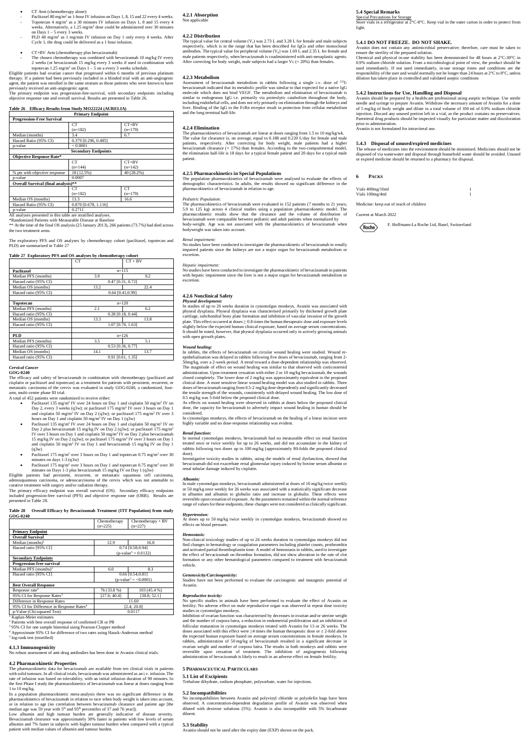- CT Arm (chemotherapy alone):
  - Paclitaxel 80 mg/m$^2$ as 1-hour IV infusion on Days 1, 8, 15 and 22 every 4 weeks.
  - Topotecan 4 mg/m$^2$ as a 30 minutes IV infusion on Days 1, 8 and 15 every 4 weeks. Alternatively, a 1.25 mg/m$^2$ dose could be administered over 30 minutes on Days 1 – 5 every 3 weeks.
  - PLD 40 mg/m$^2$ as 1 mg/min IV infusion on Day 1 only every 4 weeks. After Cycle 1, the drug could be delivered as a 1 hour infusion.
- CT+BV Arm (chemotherapy plus bevacizumab):
  - The chosen chemotherapy was combined with bevacizumab 10 mg/kg IV every 2 weeks (or bevacizumab 15 mg/kg every 3 weeks if used in combination with topotecan 1.25 mg/m$^2$ on Days 1 – 5 on a every 3 weeks schedule.

Eligible patients had ovarian cancer that progressed within 6 months of previous platinum therapy. If a patient had been previously included in a blinded trial with an anti-angiogenic agent, the patient was enrolled in the same stratum as those patients who were known to have previously received an anti-angiogenic agent.

The primary endpoint was progression-free-survival, with secondary endpoints including objective response rate and overall survival. Results are presented in Table 26.

**Table 26 Efficacy Results from Study MO22224 (AURELIA)**

| Primary Endpoint | | |
|---|---|---|
| **Progression-Free Survival** | | |
| | CT (n=182) | CT+BV (n=179) |
| Median (months) | 3.4 | 6.7 |
| Hazard Ratio (95% CI) | 0.379 [0.296, 0.485] | |
| p-value | < 0.0001 | |
| **Secondary Endpoints** | | |
| **Objective Response Rate*** | | |
| | CT (n=144) | CT+BV (n=142) |
| % pts with objective response | 18 (12.5%) | 40 (28.2%) |
| p-value | 0.0007 | |
| **Overall Survival (final analysis)**** | | |
| | CT (n=182) | CT (n=179) |
| Median OS (months) | 13.3 | 16.6 |
| Hazard Ratio (95% CI) | 0.870 [0.678, 1.116] | |
| p-value | 0.2711 | |

All analyses presented in this table are stratified analyses.
*Randomized Patients with Measurable Disease at Baseline
** At the time of the final OS analysis (25 January 2013), 266 patients (73.7%) had died across the two treatment arms.

The exploratory PFS and OS analyses by chemotherapy cohort (paclitaxel, topotecan and PLD) are summarized in Table 27

**Table 27 Exploratory PFS and OS analyses by chemotherapy cohort**

| | CT | CT + BV |
|---|---|---|
| **Paclitaxel** | n=115 | |
| Median PFS (months) | 3.9 | 9.2 |
| Hazard ratio (95% CI) | 0.47 [0.31, 0.72] | |
| Median OS (months) | 13.2 | 22.4 |
| Hazard ratio (95% CI) | 0.64 [0.41,0.99] | |
| **Topotecan** | n=120 | |
| Median PFS (months) | 2.1 | 6.2 |
| Hazard ratio (95% CI) | 0.28 [0.18, 0.44] | |
| Median OS (months) | 13.3 | 13.8 |
| Hazard ratio (95% CI) | 1.07 [0.70, 1.63] | |
| **PLD** | n=126 | |
| Median PFS (months) | 3.5 | 5.1 |
| Hazard ratio (95% CI) | 0.53 [0.36, 0.77] | |
| Median OS (months) | 14.1 | 13.7 |
| Hazard ratio (95% CI) | 0.91 [0.61, 1.35] | |

*Cervical Cancer*

**GOG-0240**

The efficacy and safety of bevacizumab in combination with chemotherapy (paclitaxel and cisplatin or paclitaxel and topotecan) as a treatment for patients with persistent, recurrent, or metastatic carcinoma of the cervix was evaluated in study GOG-0240, a randomized, four-arm, multi-centre phase III trial.

A total of 452 patients were randomized to receive either:

- Paclitaxel 135 mg/m$^2$ IV over 24 hours on Day 1 and cisplatin 50 mg/m$^2$ IV on Day 2, every 3 weeks (q3w); or paclitaxel 175 mg/m$^2$ IV over 3 hours on Day 1 and cisplatin 50 mg/m$^2$ IV on Day 2 (q3w); or paclitaxel 175 mg/m$^2$ IV over 3 hours on Day 1 and cisplatin 50 mg/m$^2$ IV on Day 1 (q3w)
- Paclitaxel 135 mg/m$^2$ IV over 24 hours on Day 1 and cisplatin 50 mg/m$^2$ IV on Day 2 plus bevacizumab 15 mg/kg IV on Day 2 (q3w); or paclitaxel 175 mg/m$^2$ IV over 3 hours on Day 1 and cisplatin 50 mg/m$^2$ IV on Day 2 plus bevacizumab 15 mg/kg IV on Day 2 (q3w); or paclitaxel 175 mg/m$^2$ IV over 3 hours on Day 1 and cisplatin 50 mg/m$^2$ IV on Day 1 and bevacizumab 15 mg/kg IV on Day 1 (q3w)
- Paclitaxel 175 mg/m$^2$ over 3 hours on Day 1 and topotecan 0.75 mg/m$^2$ over 30 minutes on days 1-3 (q3w)
- Paclitaxel 175 mg/m$^2$ over 3 hours on Day 1 and topotecan 0.75 mg/m$^2$ over 30 minutes on Days 1-3 plus bevacizumab 15 mg/kg IV on Day 1 (q3w)

Eligible patients had persistent, recurrent, or metastatic squamous cell carcinoma, adenosquamous carcinoma, or adenocarcinoma of the cervix which was not amenable to curative treatment with surgery and/or radiation therapy.

The primary efficacy endpoint was overall survival (OS). Secondary efficacy endpoints included progression-free survival (PFS) and objective response rate (ORR). Results are presented in Table 28.

**Table 28 Overall Efficacy by Bevacizumab Treatment (ITT Population) from study GOG-0240**

| | Chemotherapy (n=225) | Chemotherapy + BV (n=227) |
|---|---|---|
| **Primary Endpoint** | | |
| **Overall Survival** | | |
| Median (months)[1] | 12.9 | 16.8 |
| Hazard ratio [95% CI] | 0.74 [0.58;0.94] (p-value[5] = 0.0132) | |
| **Secondary Endpoints** | | |
| **Progression-free survival** | | |
| Median PFS (months)[1] | 6.0 | 8.3 |
| Hazard ratio [95% CI] | 0.66 [0.54;0.81] (p-value[5] = <0.0001) | |
| **Best Overall Response** | | |
| Response rate[2] | 76 (33.8 %) | 103 (45.4 %) |
| 95% CI for Response Rates[3] | [27.6; 40.4] | [38.8; 52.1] |
| Difference in Response Rates | 11.60 | |
| 95% CI for Difference in Response Rates[4] | [2.4; 20.8] | |
| p-Value (Chi-squared Test) | 0.0117 | |

[1] Kaplan-Meier estimates
[2] Patients with best overall response of confirmed CR or PR
[3] 95% CI for one sample binomial using Pearson-Clopper method
[4] Approximate 95% CI for difference of two rates using Hauck-Anderson method
[5] log-rank test (stratified)

### 4.1.3 Immunogenicity

No robust assessment of anti-drug antibodies has been done in Avastin clinical trials.

## 4.2 Pharmacokinetic Properties

The pharmacokinetic data for bevacizumab are available from ten clinical trials in patients with solid tumours. In all clinical trials, bevacizumab was administered as an i.v. infusion. The rate of infusion was based on tolerability, with an initial infusion duration of 90 minutes. In the first Phase I study the pharmacokinetics of bevacizumab was linear at doses ranging from 1 to 10 mg/kg.

In a population pharmacokinetic meta-analysis there was no significant difference in the pharmacokinetics of bevacizumab in relation to race when body weight is taken into account, or in relation to age (no correlation between bevacizumab clearance and patient age [the median age was 59 year with 5$^{th}$ and 95$^{th}$ percentiles of 37 and 76 year]).

Low albumin and high tumour burden are generally indicative of disease severity. Bevacizumab clearance was approximately 30% faster in patients with low levels of serum albumin and 7% faster in subjects with higher tumour burden when compared with a typical patient with median values of albumin and tumour burden.

### 4.2.1 Absorption

Not applicable

### 4.2.2 Distribution

The typical value for central volume ($V_c$) was 2.73 L and 3.28 L for female and male subjects respectively, which is in the range that has been described for IgGs and other monoclonal antibodies. The typical value for peripheral volume ($V_p$) was 1.69 L and 2.35 L for female and male patients respectively, when bevacizumab is coadministered with anti-neoplastic agents. After correcting for body weight, male subjects had a larger Vc (+ 20%) than females.

### 4.2.3 Metabolism

Assessment of bevacizumab metabolism in rabbits following a single i.v. dose of $^{125}$I-bevacizumab indicated that its metabolic profile was similar to that expected for a native IgG molecule which does not bind VEGF. The metabolism and elimination of bevacizumab is similar to endogenous IgG i.e. primarily via proteolytic catabolism throughout the body, including endothelial cells, and does not rely primarily on elimination through the kidneys and liver. Binding of the IgG to the FcRn receptor result in protection from cellular metabolism and the long terminal half-life.

### 4.2.4 Elimination

The pharmacokinetics of bevacizumab are linear at doses ranging from 1.5 to 10 mg/kg/wk.

The value for clearance is, on average, equal to 0.188 and 0.220 L/day for female and male patients, respectively. After correcting for body weight, male patients had a higher bevacizumab clearance (+ 17%) than females. According to the two-compartmental model, the elimination half-life is 18 days for a typical female patient and 20 days for a typical male patient.

### 4.2.5 Pharmacokinetics in Special Populations

The population pharmacokinetics of bevacizumab were analysed to evaluate the effects of demographic characteristics. In adults, the results showed no significant difference in the pharmacokinetics of bevacizumab in relation to age.

*Pediatric Population*:

The pharmacokinetics of bevacizumab were evaluated in 152 patients (7 months to 21 years; 5.9 to 125 kg) across 4 clinical studies using a population pharmacokinetic model. The pharmacokinetic results show that the clearance and the volume of distribution of bevacizumab were comparable between pediatric and adult patients when normalized by body-weight. Age was not associated with the pharmacokinetics of bevacizumab when bodyweight was taken into account.

*Renal impairment:*

No studies have been conducted to investigate the pharmacokinetic of bevacizumab in renally impaired patients since the kidneys are not a major organ for bevacizumab metabolism or excretion.

*Hepatic impairment:*

No studies have been conducted to investigate the pharmacokinetic of bevacizumab in patients with hepatic impairment since the liver is not a major organ for bevacizumab metabolism or excretion.

### 4.2.6 Nonclinical Safety

***Physeal development:***

In studies of up to 26 weeks duration in cynomolgus monkeys, Avastin was associated with physeal dysplasia. Physeal dysplasia was characterised primarily by thickened growth plate cartilage, subchondral bony plate formation and inhibition of vascular invasion of the growth plate. This effect occurred at doses ≥ 0.8 times the human therapeutic dose and exposure levels slightly below the expected human clinical exposure, based on average serum concentrations. It should be noted, however, that physeal dysplasia occurred only in actively growing animals with open growth plates.

***Wound healing:***

In rabbits, the effects of bevacizumab on circular wound healing were studied. Wound re-epithelialisation was delayed in rabbits following five doses of bevacizumab, ranging from 2-50mg/kg, over a 2-week period. A trend toward a dose-dependent relationship was observed. The magnitude of effect on wound healing was similar to that observed with corticosteroid administration. Upon treatment cessation with either 2 or 10 mg/kg bevacizumab, the wounds closed completely. The lower dose of 2 mg/kg was approximately equivalent to the proposed clinical dose. A more sensitive linear wound healing model was also studied in rabbits. Three doses of bevacizumab ranging from 0.5-2 mg/kg dose-dependently and significantly decreased the tensile strength of the wounds, consistently with delayed wound healing. The low dose of 0.5 mg/kg was 5-fold below the proposed clinical dose.

As effects on wound healing were observed in rabbits at doses below the proposed clinical dose, the capacity for bevacizumab to adversely impact wound healing in human should be considered.

In cynomolgus monkeys, the effects of bevacizumab on the healing of a linear incision were highly variable and no dose-response relationship was evident.

***Renal function:***

In normal cynomolgus monkeys, bevacizumab had no measurable effect on renal function treated once or twice weekly for up to 26 weeks, and did not accumulate in the kidney of rabbits following two doses up to 100 mg/kg (approximately 80-folds the proposed clinical dose).

Investigative toxicity studies in rabbits, using the models of renal dysfunction, showed that bevacizumab did not exacerbate renal glomerular injury induced by bovine serum albumin or renal tubular damage induced by cisplatin.

***Albumin:***

In male cynomolgus monkeys, bevacizumab administered at doses of 10 mg/kg twice weekly or 50 mg/kg once weekly for 26 weeks was associated with a statistically significant decrease in albumin and albumin to globulin ratio and increase in globulin. These effects were reversible upon cessation of exposure. As the parameters remained within the normal reference range of values for these endpoints, these changes were not considered as clinically significant.

***Hypertension:***

At doses up to 50 mg/kg twice weekly in cynomolgus monkeys, bevacizumab showed no effects on blood pressure.

***Hemostasis:***

Non-clinical toxicology studies of up to 26 weeks duration in cynomolgus monkeys did not find changes in hematology or coagulation parameters including platelet counts, prothrombin and activated partial thromboplastin time. A model of hemostasis in rabbits, used to investigate the effect of bevacizumab on thrombus formation, did not show alteration in the rate of clot formation or any other hematological parameters compared to treatment with bevacizumab vehicle.

***Genotoxicity/Carcinogenicity:***

Studies have not been performed to evaluate the carcinogenic and mutagenic potential of Avastin.

***Reproductive toxicity:***

No specific studies in animals have been performed to evaluate the effect of Avastin on fertility. No adverse effect on male reproductive organ was observed in repeat dose toxicity studies in cynomolgus monkeys.

Inhibition of ovarian function was characterised by decreases in ovarian and/or uterine weight and the number of corpora lutea, a reduction in endometrial proliferation and an inhibition of follicular maturation in cynomolgus monkeys treated with Avastin for 13 or 26 weeks. The doses associated with this effect were ≥4 times the human therapeutic dose or ≥ 2-fold above the expected human exposure based on average serum concentrations in female monkeys. In rabbits, administration of 50 mg/kg of bevacizumab resulted in a significant decrease in ovarian weight and number of corpora lutea. The results in both monkeys and rabbits were reversible upon cessation of treatment. The inhibition of angiogenesis following administration of bevacizumab is likely to result in an adverse effect on female fertility.

## 5 Pharmaceutical Particulars

### 5.1 List of Excipients

Trehalose dihydrate, sodium phosphate, polysorbate, water for injections.

### 5.2 Incompatibilities

No incompatibilities between Avastin and polyvinyl chloride or polyolefin bags have been observed. A concentration-dependent degradation profile of Avastin was observed when diluted with dextrose solutions (5%). Avastin is also incompatible with 5% bicarbonate diluent.

### 5.3 Stability

Avastin should not be used after the expiry date (EXP) shown on the pack.

### 5.4 Special Remarks

Special Precautions for Storage

Store vials in a refrigerator at 2°C-8°C. Keep vial in the outer carton in order to protect from light.

#### 5.4.1 DO NOT FREEZE. DO NOT SHAKE.

Avastin does not contain any antimicrobial preservative; therefore, care must be taken to ensure the sterility of the prepared solution.

Chemical and physical in-use stability has been demonstrated for 48 hours at 2°C-30°C in 0.9% sodium chloride solution. From a microbiological point of view, the product should be used immediately. If not used immediately, in-use storage times and conditions are the responsibility of the user and would normally not be longer than 24 hours at 2°C to 8°C, unless dilution has taken place in controlled and validated aseptic conditions

#### 5.4.2 Instructions for Use, Handling and Disposal

Avastin should be prepared by a healthcare professional using aseptic technique. Use sterile needle and syringe to prepare Avastin. Withdraw the necessary amount of Avastin for a dose of 5 mg/kg of body weight and dilute in a total volume of 100 ml of 0.9% sodium chloride injection. Discard any unused portion left in a vial, as the product contains no preservatives. Parenteral drug products should be inspected visually for particulate matter and discoloration prior to administration.

Avastin is not formulated for intravitreal use.

#### 5.4.3 Disposal of unused/expired medicines

The release of medicines into the environment should be minimised. Medicines should not be disposed of via wastewater and disposal through household waste should be avoided. Unused or expired medicine should be returned to a pharmacy for disposal.

## 6 Packs

| | |
|---|---|
| Vials 400mg/16ml | 1 |
| Vials 100mg/4ml | 1 |

Medicine: keep out of reach of children

Current at March 2022

Roche F. Hoffmann-La Roche Ltd, Basel, Switzerland